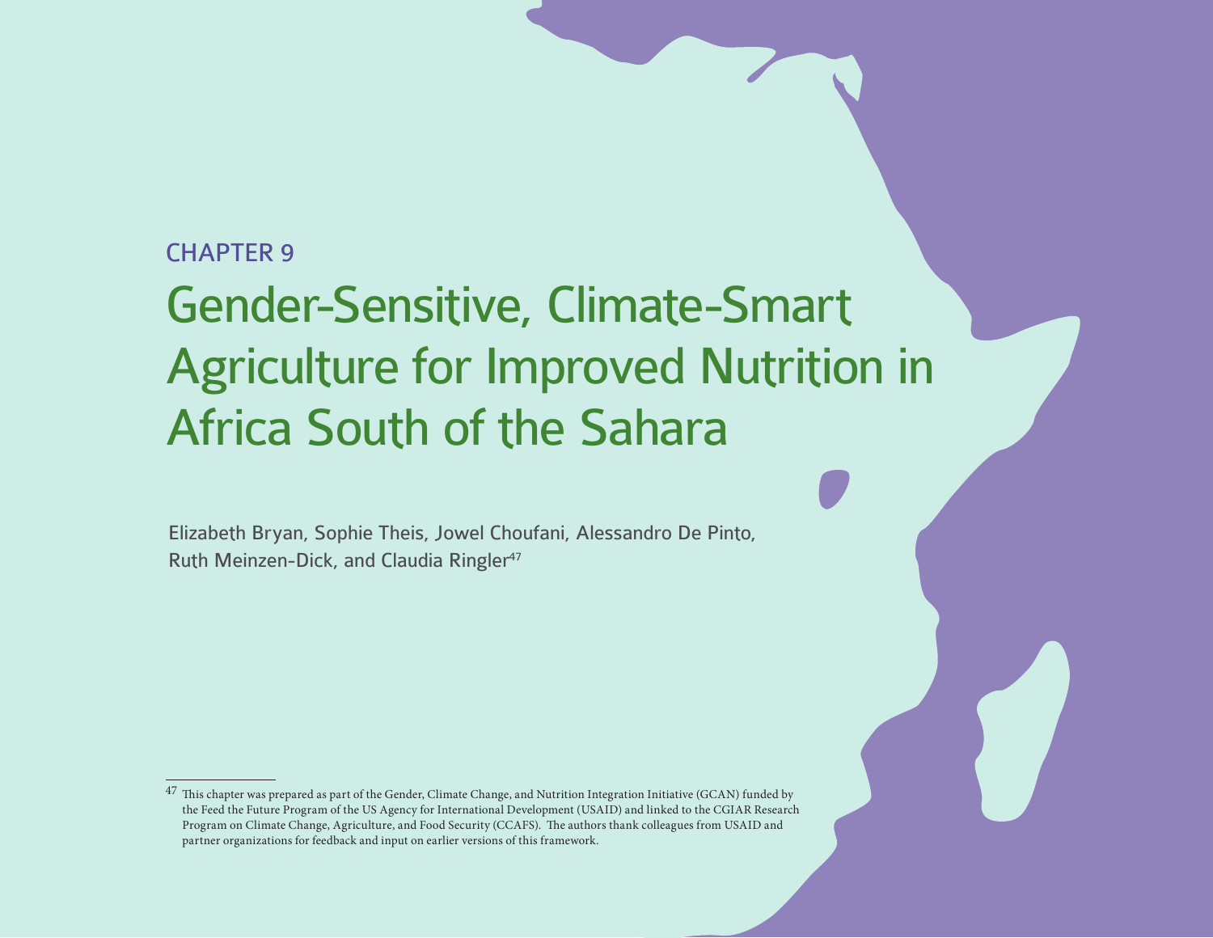CHAPTER 9

# Gender-Sensitive, Climate-Smart Agriculture for Improved Nutrition in Africa South of the Sahara

Elizabeth Bryan, Sophie Theis, Jowel Choufani, Alessandro De Pinto, Ruth Meinzen-Dick, and Claudia Ringler[47]

---

[47] This chapter was prepared as part of the Gender, Climate Change, and Nutrition Integration Initiative (GCAN) funded by the Feed the Future Program of the US Agency for International Development (USAID) and linked to the CGIAR Research Program on Climate Change, Agriculture, and Food Security (CCAFS). The authors thank colleagues from USAID and partner organizations for feedback and input on earlier versions of this framework.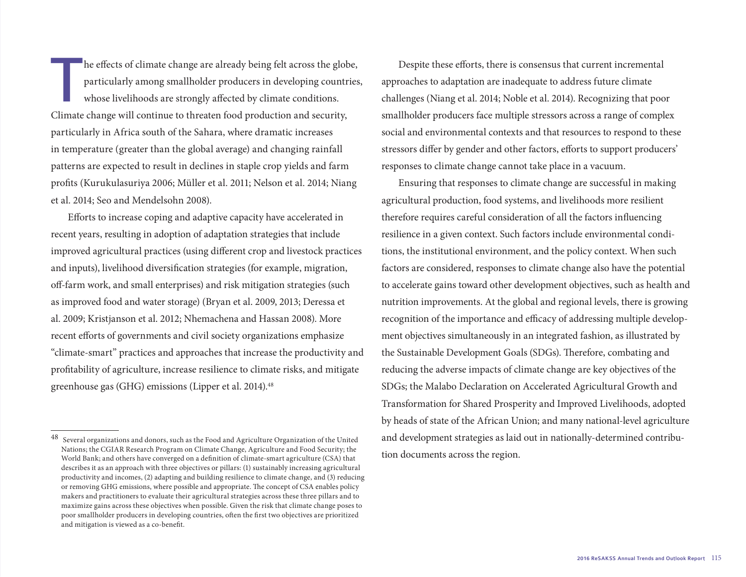The effects of climate change are already being felt across the globe, particularly among smallholder producers in developing countries, whose livelihoods are strongly affected by climate conditions. Climate change will continue to threaten food production and security, particularly in Africa south of the Sahara, where dramatic increases in temperature (greater than the global average) and changing rainfall patterns are expected to result in declines in staple crop yields and farm profits (Kurukulasuriya 2006; Müller et al. 2011; Nelson et al. 2014; Niang et al. 2014; Seo and Mendelsohn 2008).

Efforts to increase coping and adaptive capacity have accelerated in recent years, resulting in adoption of adaptation strategies that include improved agricultural practices (using different crop and livestock practices and inputs), livelihood diversification strategies (for example, migration, off-farm work, and small enterprises) and risk mitigation strategies (such as improved food and water storage) (Bryan et al. 2009, 2013; Deressa et al. 2009; Kristjanson et al. 2012; Nhemachena and Hassan 2008). More recent efforts of governments and civil society organizations emphasize "climate-smart" practices and approaches that increase the productivity and profitability of agriculture, increase resilience to climate risks, and mitigate greenhouse gas (GHG) emissions (Lipper et al. 2014).[48]

Despite these efforts, there is consensus that current incremental approaches to adaptation are inadequate to address future climate challenges (Niang et al. 2014; Noble et al. 2014). Recognizing that poor smallholder producers face multiple stressors across a range of complex social and environmental contexts and that resources to respond to these stressors differ by gender and other factors, efforts to support producers' responses to climate change cannot take place in a vacuum.

Ensuring that responses to climate change are successful in making agricultural production, food systems, and livelihoods more resilient therefore requires careful consideration of all the factors influencing resilience in a given context. Such factors include environmental conditions, the institutional environment, and the policy context. When such factors are considered, responses to climate change also have the potential to accelerate gains toward other development objectives, such as health and nutrition improvements. At the global and regional levels, there is growing recognition of the importance and efficacy of addressing multiple development objectives simultaneously in an integrated fashion, as illustrated by the Sustainable Development Goals (SDGs). Therefore, combating and reducing the adverse impacts of climate change are key objectives of the SDGs; the Malabo Declaration on Accelerated Agricultural Growth and Transformation for Shared Prosperity and Improved Livelihoods, adopted by heads of state of the African Union; and many national-level agriculture and development strategies as laid out in nationally-determined contribution documents across the region.

---

[48] Several organizations and donors, such as the Food and Agriculture Organization of the United Nations; the CGIAR Research Program on Climate Change, Agriculture and Food Security; the World Bank; and others have converged on a definition of climate-smart agriculture (CSA) that describes it as an approach with three objectives or pillars: (1) sustainably increasing agricultural productivity and incomes, (2) adapting and building resilience to climate change, and (3) reducing or removing GHG emissions, where possible and appropriate. The concept of CSA enables policy makers and practitioners to evaluate their agricultural strategies across these three pillars and to maximize gains across these objectives when possible. Given the risk that climate change poses to poor smallholder producers in developing countries, often the first two objectives are prioritized and mitigation is viewed as a co-benefit.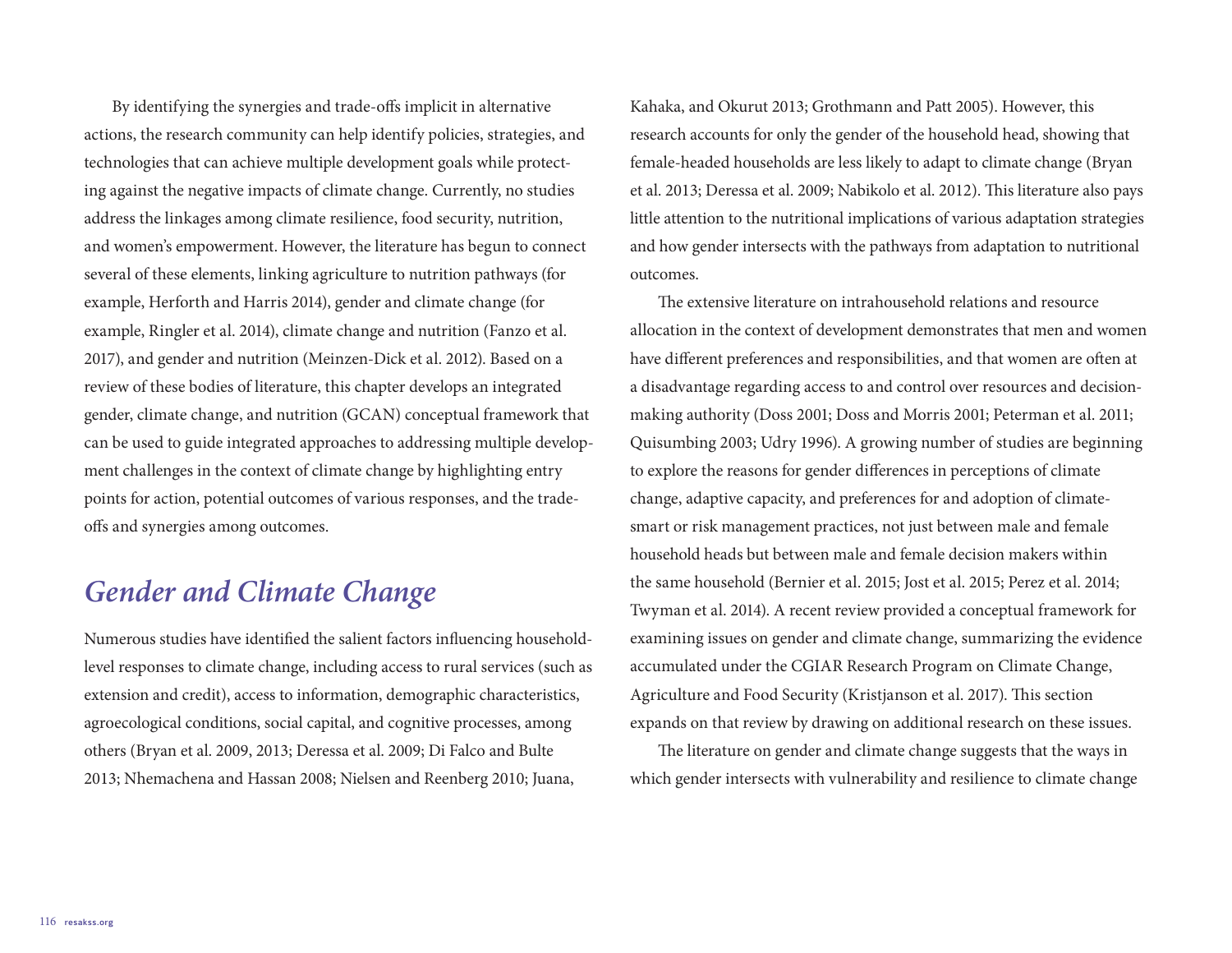By identifying the synergies and trade-offs implicit in alternative actions, the research community can help identify policies, strategies, and technologies that can achieve multiple development goals while protecting against the negative impacts of climate change. Currently, no studies address the linkages among climate resilience, food security, nutrition, and women's empowerment. However, the literature has begun to connect several of these elements, linking agriculture to nutrition pathways (for example, Herforth and Harris 2014), gender and climate change (for example, Ringler et al. 2014), climate change and nutrition (Fanzo et al. 2017), and gender and nutrition (Meinzen-Dick et al. 2012). Based on a review of these bodies of literature, this chapter develops an integrated gender, climate change, and nutrition (GCAN) conceptual framework that can be used to guide integrated approaches to addressing multiple development challenges in the context of climate change by highlighting entry points for action, potential outcomes of various responses, and the trade-offs and synergies among outcomes.

## *Gender and Climate Change*

Numerous studies have identified the salient factors influencing household-level responses to climate change, including access to rural services (such as extension and credit), access to information, demographic characteristics, agroecological conditions, social capital, and cognitive processes, among others (Bryan et al. 2009, 2013; Deressa et al. 2009; Di Falco and Bulte 2013; Nhemachena and Hassan 2008; Nielsen and Reenberg 2010; Juana, Kahaka, and Okurut 2013; Grothmann and Patt 2005). However, this research accounts for only the gender of the household head, showing that female-headed households are less likely to adapt to climate change (Bryan et al. 2013; Deressa et al. 2009; Nabikolo et al. 2012). This literature also pays little attention to the nutritional implications of various adaptation strategies and how gender intersects with the pathways from adaptation to nutritional outcomes.

The extensive literature on intrahousehold relations and resource allocation in the context of development demonstrates that men and women have different preferences and responsibilities, and that women are often at a disadvantage regarding access to and control over resources and decision-making authority (Doss 2001; Doss and Morris 2001; Peterman et al. 2011; Quisumbing 2003; Udry 1996). A growing number of studies are beginning to explore the reasons for gender differences in perceptions of climate change, adaptive capacity, and preferences for and adoption of climate-smart or risk management practices, not just between male and female household heads but between male and female decision makers within the same household (Bernier et al. 2015; Jost et al. 2015; Perez et al. 2014; Twyman et al. 2014). A recent review provided a conceptual framework for examining issues on gender and climate change, summarizing the evidence accumulated under the CGIAR Research Program on Climate Change, Agriculture and Food Security (Kristjanson et al. 2017). This section expands on that review by drawing on additional research on these issues.

The literature on gender and climate change suggests that the ways in which gender intersects with vulnerability and resilience to climate change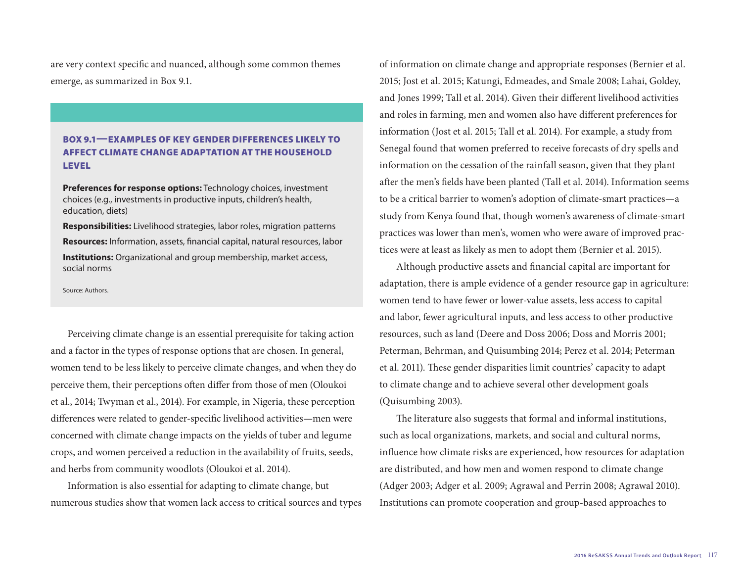are very context specific and nuanced, although some common themes emerge, as summarized in Box 9.1.

### BOX 9.1—EXAMPLES OF KEY GENDER DIFFERENCES LIKELY TO AFFECT CLIMATE CHANGE ADAPTATION AT THE HOUSEHOLD LEVEL

**Preferences for response options:** Technology choices, investment choices (e.g., investments in productive inputs, children's health, education, diets)

**Responsibilities:** Livelihood strategies, labor roles, migration patterns

**Resources:** Information, assets, financial capital, natural resources, labor

**Institutions:** Organizational and group membership, market access, social norms

Source: Authors.

Perceiving climate change is an essential prerequisite for taking action and a factor in the types of response options that are chosen. In general, women tend to be less likely to perceive climate changes, and when they do perceive them, their perceptions often differ from those of men (Oloukoi et al., 2014; Twyman et al., 2014). For example, in Nigeria, these perception differences were related to gender-specific livelihood activities—men were concerned with climate change impacts on the yields of tuber and legume crops, and women perceived a reduction in the availability of fruits, seeds, and herbs from community woodlots (Oloukoi et al. 2014).

Information is also essential for adapting to climate change, but numerous studies show that women lack access to critical sources and types of information on climate change and appropriate responses (Bernier et al. 2015; Jost et al. 2015; Katungi, Edmeades, and Smale 2008; Lahai, Goldey, and Jones 1999; Tall et al. 2014). Given their different livelihood activities and roles in farming, men and women also have different preferences for information (Jost et al. 2015; Tall et al. 2014). For example, a study from Senegal found that women preferred to receive forecasts of dry spells and information on the cessation of the rainfall season, given that they plant after the men's fields have been planted (Tall et al. 2014). Information seems to be a critical barrier to women's adoption of climate-smart practices—a study from Kenya found that, though women's awareness of climate-smart practices was lower than men's, women who were aware of improved practices were at least as likely as men to adopt them (Bernier et al. 2015).

Although productive assets and financial capital are important for adaptation, there is ample evidence of a gender resource gap in agriculture: women tend to have fewer or lower-value assets, less access to capital and labor, fewer agricultural inputs, and less access to other productive resources, such as land (Deere and Doss 2006; Doss and Morris 2001; Peterman, Behrman, and Quisumbing 2014; Perez et al. 2014; Peterman et al. 2011). These gender disparities limit countries' capacity to adapt to climate change and to achieve several other development goals (Quisumbing 2003).

The literature also suggests that formal and informal institutions, such as local organizations, markets, and social and cultural norms, influence how climate risks are experienced, how resources for adaptation are distributed, and how men and women respond to climate change (Adger 2003; Adger et al. 2009; Agrawal and Perrin 2008; Agrawal 2010). Institutions can promote cooperation and group-based approaches to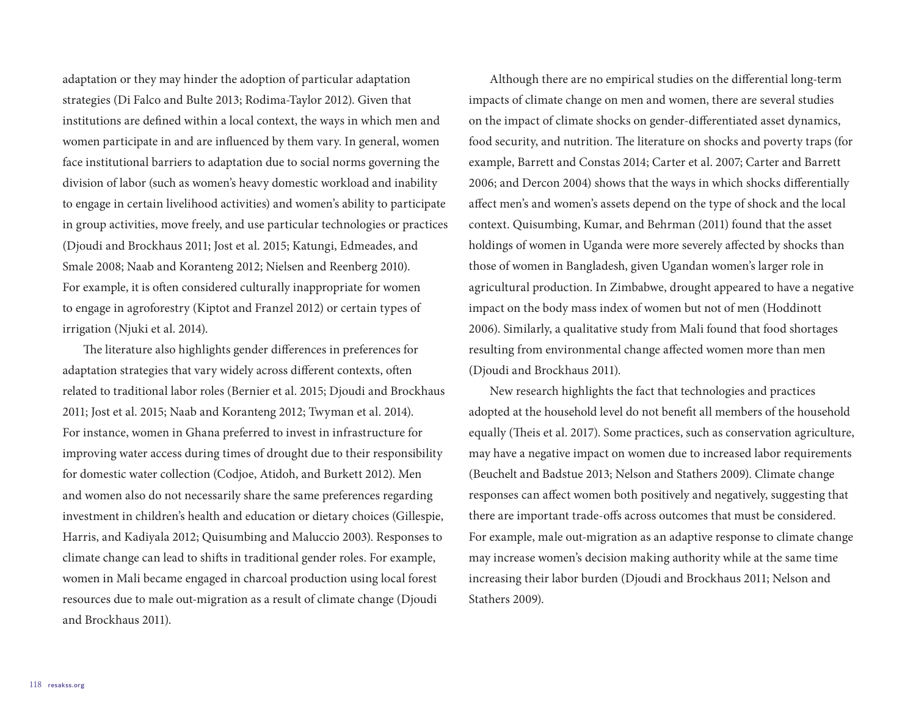adaptation or they may hinder the adoption of particular adaptation strategies (Di Falco and Bulte 2013; Rodima-Taylor 2012). Given that institutions are defined within a local context, the ways in which men and women participate in and are influenced by them vary. In general, women face institutional barriers to adaptation due to social norms governing the division of labor (such as women's heavy domestic workload and inability to engage in certain livelihood activities) and women's ability to participate in group activities, move freely, and use particular technologies or practices (Djoudi and Brockhaus 2011; Jost et al. 2015; Katungi, Edmeades, and Smale 2008; Naab and Koranteng 2012; Nielsen and Reenberg 2010). For example, it is often considered culturally inappropriate for women to engage in agroforestry (Kiptot and Franzel 2012) or certain types of irrigation (Njuki et al. 2014).

The literature also highlights gender differences in preferences for adaptation strategies that vary widely across different contexts, often related to traditional labor roles (Bernier et al. 2015; Djoudi and Brockhaus 2011; Jost et al. 2015; Naab and Koranteng 2012; Twyman et al. 2014). For instance, women in Ghana preferred to invest in infrastructure for improving water access during times of drought due to their responsibility for domestic water collection (Codjoe, Atidoh, and Burkett 2012). Men and women also do not necessarily share the same preferences regarding investment in children's health and education or dietary choices (Gillespie, Harris, and Kadiyala 2012; Quisumbing and Maluccio 2003). Responses to climate change can lead to shifts in traditional gender roles. For example, women in Mali became engaged in charcoal production using local forest resources due to male out-migration as a result of climate change (Djoudi and Brockhaus 2011).

Although there are no empirical studies on the differential long-term impacts of climate change on men and women, there are several studies on the impact of climate shocks on gender-differentiated asset dynamics, food security, and nutrition. The literature on shocks and poverty traps (for example, Barrett and Constas 2014; Carter et al. 2007; Carter and Barrett 2006; and Dercon 2004) shows that the ways in which shocks differentially affect men's and women's assets depend on the type of shock and the local context. Quisumbing, Kumar, and Behrman (2011) found that the asset holdings of women in Uganda were more severely affected by shocks than those of women in Bangladesh, given Ugandan women's larger role in agricultural production. In Zimbabwe, drought appeared to have a negative impact on the body mass index of women but not of men (Hoddinott 2006). Similarly, a qualitative study from Mali found that food shortages resulting from environmental change affected women more than men (Djoudi and Brockhaus 2011).

New research highlights the fact that technologies and practices adopted at the household level do not benefit all members of the household equally (Theis et al. 2017). Some practices, such as conservation agriculture, may have a negative impact on women due to increased labor requirements (Beuchelt and Badstue 2013; Nelson and Stathers 2009). Climate change responses can affect women both positively and negatively, suggesting that there are important trade-offs across outcomes that must be considered. For example, male out-migration as an adaptive response to climate change may increase women's decision making authority while at the same time increasing their labor burden (Djoudi and Brockhaus 2011; Nelson and Stathers 2009).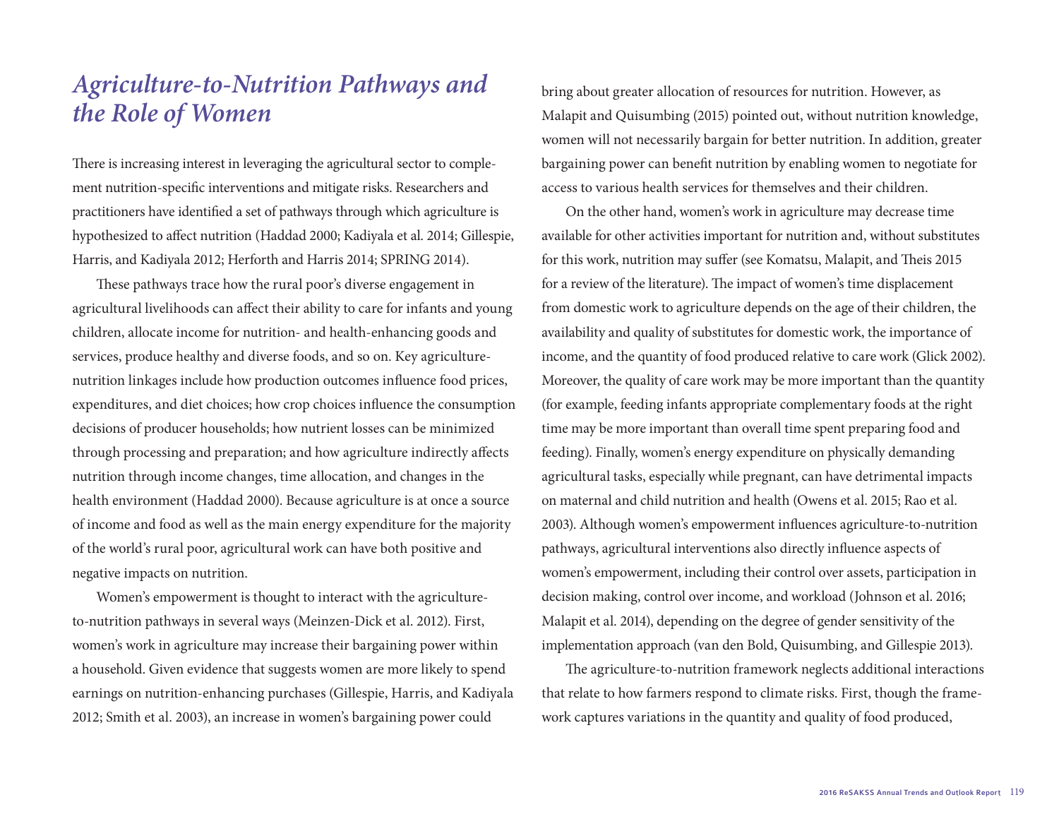## *Agriculture-to-Nutrition Pathways and the Role of Women*

There is increasing interest in leveraging the agricultural sector to complement nutrition-specific interventions and mitigate risks. Researchers and practitioners have identified a set of pathways through which agriculture is hypothesized to affect nutrition (Haddad 2000; Kadiyala et al. 2014; Gillespie, Harris, and Kadiyala 2012; Herforth and Harris 2014; SPRING 2014).

These pathways trace how the rural poor's diverse engagement in agricultural livelihoods can affect their ability to care for infants and young children, allocate income for nutrition- and health-enhancing goods and services, produce healthy and diverse foods, and so on. Key agriculture-nutrition linkages include how production outcomes influence food prices, expenditures, and diet choices; how crop choices influence the consumption decisions of producer households; how nutrient losses can be minimized through processing and preparation; and how agriculture indirectly affects nutrition through income changes, time allocation, and changes in the health environment (Haddad 2000). Because agriculture is at once a source of income and food as well as the main energy expenditure for the majority of the world's rural poor, agricultural work can have both positive and negative impacts on nutrition.

Women's empowerment is thought to interact with the agriculture-to-nutrition pathways in several ways (Meinzen-Dick et al. 2012). First, women's work in agriculture may increase their bargaining power within a household. Given evidence that suggests women are more likely to spend earnings on nutrition-enhancing purchases (Gillespie, Harris, and Kadiyala 2012; Smith et al. 2003), an increase in women's bargaining power could bring about greater allocation of resources for nutrition. However, as Malapit and Quisumbing (2015) pointed out, without nutrition knowledge, women will not necessarily bargain for better nutrition. In addition, greater bargaining power can benefit nutrition by enabling women to negotiate for access to various health services for themselves and their children.

On the other hand, women's work in agriculture may decrease time available for other activities important for nutrition and, without substitutes for this work, nutrition may suffer (see Komatsu, Malapit, and Theis 2015 for a review of the literature). The impact of women's time displacement from domestic work to agriculture depends on the age of their children, the availability and quality of substitutes for domestic work, the importance of income, and the quantity of food produced relative to care work (Glick 2002). Moreover, the quality of care work may be more important than the quantity (for example, feeding infants appropriate complementary foods at the right time may be more important than overall time spent preparing food and feeding). Finally, women's energy expenditure on physically demanding agricultural tasks, especially while pregnant, can have detrimental impacts on maternal and child nutrition and health (Owens et al. 2015; Rao et al. 2003). Although women's empowerment influences agriculture-to-nutrition pathways, agricultural interventions also directly influence aspects of women's empowerment, including their control over assets, participation in decision making, control over income, and workload (Johnson et al. 2016; Malapit et al. 2014), depending on the degree of gender sensitivity of the implementation approach (van den Bold, Quisumbing, and Gillespie 2013).

The agriculture-to-nutrition framework neglects additional interactions that relate to how farmers respond to climate risks. First, though the framework captures variations in the quantity and quality of food produced,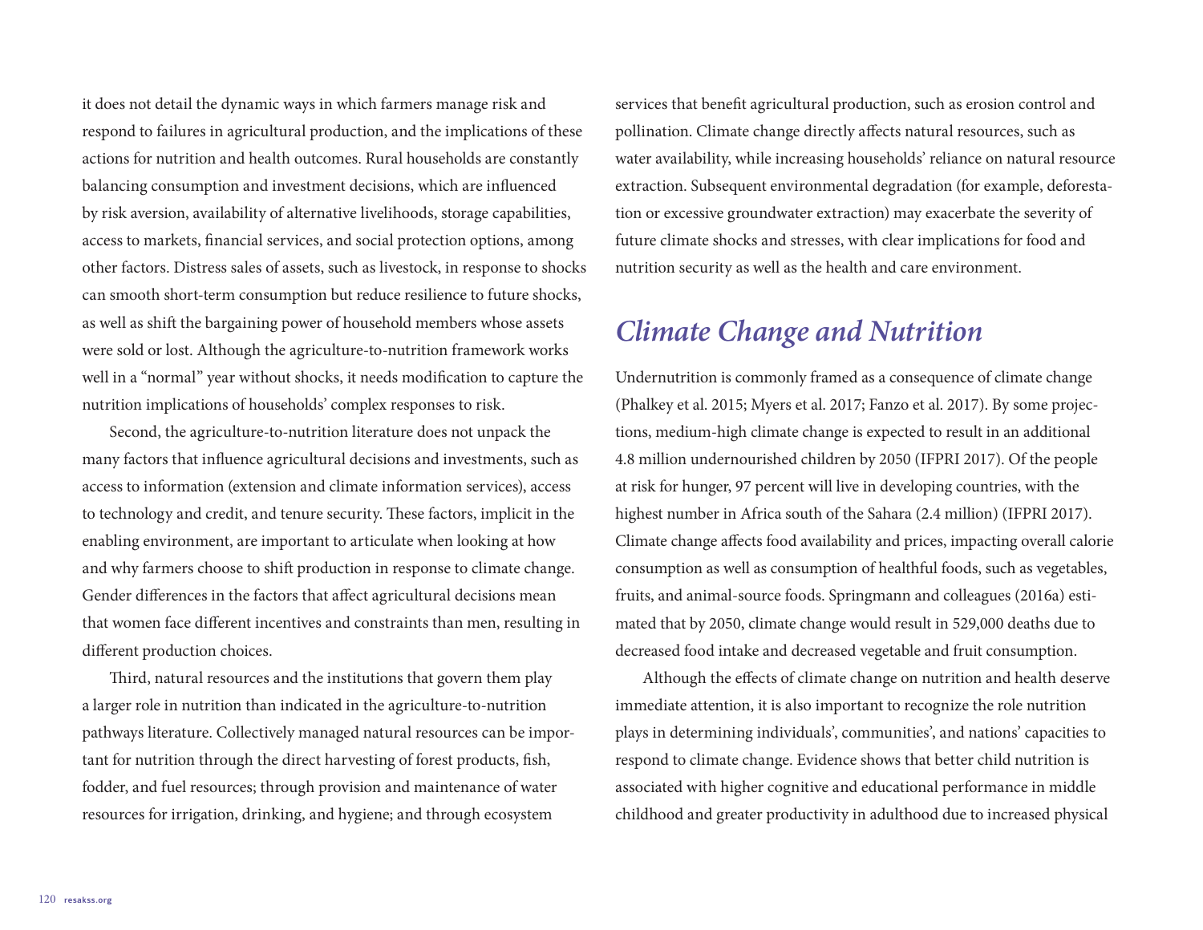it does not detail the dynamic ways in which farmers manage risk and respond to failures in agricultural production, and the implications of these actions for nutrition and health outcomes. Rural households are constantly balancing consumption and investment decisions, which are influenced by risk aversion, availability of alternative livelihoods, storage capabilities, access to markets, financial services, and social protection options, among other factors. Distress sales of assets, such as livestock, in response to shocks can smooth short-term consumption but reduce resilience to future shocks, as well as shift the bargaining power of household members whose assets were sold or lost. Although the agriculture-to-nutrition framework works well in a "normal" year without shocks, it needs modification to capture the nutrition implications of households' complex responses to risk.

Second, the agriculture-to-nutrition literature does not unpack the many factors that influence agricultural decisions and investments, such as access to information (extension and climate information services), access to technology and credit, and tenure security. These factors, implicit in the enabling environment, are important to articulate when looking at how and why farmers choose to shift production in response to climate change. Gender differences in the factors that affect agricultural decisions mean that women face different incentives and constraints than men, resulting in different production choices.

Third, natural resources and the institutions that govern them play a larger role in nutrition than indicated in the agriculture-to-nutrition pathways literature. Collectively managed natural resources can be important for nutrition through the direct harvesting of forest products, fish, fodder, and fuel resources; through provision and maintenance of water resources for irrigation, drinking, and hygiene; and through ecosystem services that benefit agricultural production, such as erosion control and pollination. Climate change directly affects natural resources, such as water availability, while increasing households' reliance on natural resource extraction. Subsequent environmental degradation (for example, deforestation or excessive groundwater extraction) may exacerbate the severity of future climate shocks and stresses, with clear implications for food and nutrition security as well as the health and care environment.

## *Climate Change and Nutrition*

Undernutrition is commonly framed as a consequence of climate change (Phalkey et al. 2015; Myers et al. 2017; Fanzo et al. 2017). By some projections, medium-high climate change is expected to result in an additional 4.8 million undernourished children by 2050 (IFPRI 2017). Of the people at risk for hunger, 97 percent will live in developing countries, with the highest number in Africa south of the Sahara (2.4 million) (IFPRI 2017). Climate change affects food availability and prices, impacting overall calorie consumption as well as consumption of healthful foods, such as vegetables, fruits, and animal-source foods. Springmann and colleagues (2016a) estimated that by 2050, climate change would result in 529,000 deaths due to decreased food intake and decreased vegetable and fruit consumption.

Although the effects of climate change on nutrition and health deserve immediate attention, it is also important to recognize the role nutrition plays in determining individuals', communities', and nations' capacities to respond to climate change. Evidence shows that better child nutrition is associated with higher cognitive and educational performance in middle childhood and greater productivity in adulthood due to increased physical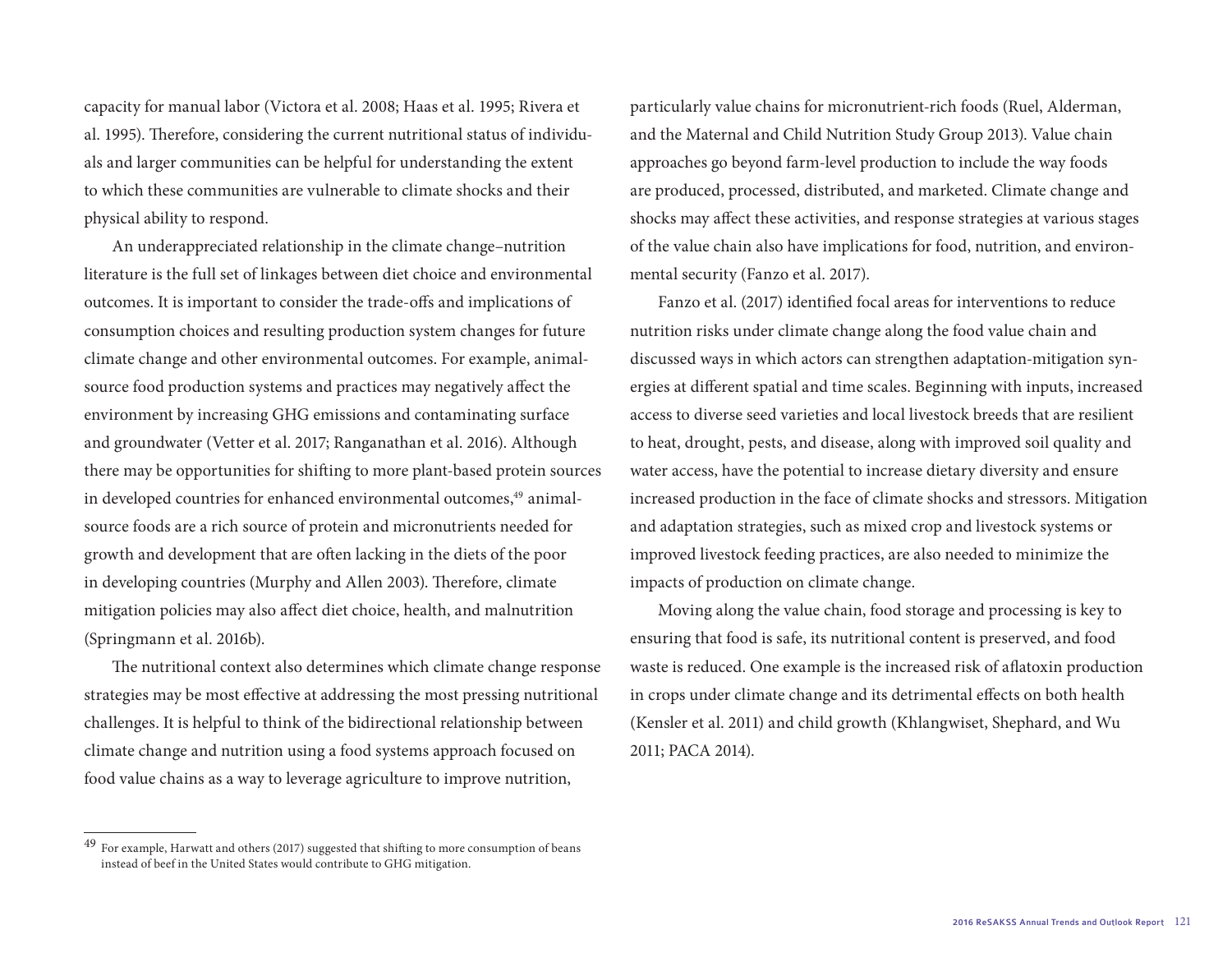capacity for manual labor (Victora et al. 2008; Haas et al. 1995; Rivera et al. 1995). Therefore, considering the current nutritional status of individuals and larger communities can be helpful for understanding the extent to which these communities are vulnerable to climate shocks and their physical ability to respond.

An underappreciated relationship in the climate change–nutrition literature is the full set of linkages between diet choice and environmental outcomes. It is important to consider the trade-offs and implications of consumption choices and resulting production system changes for future climate change and other environmental outcomes. For example, animal-source food production systems and practices may negatively affect the environment by increasing GHG emissions and contaminating surface and groundwater (Vetter et al. 2017; Ranganathan et al. 2016). Although there may be opportunities for shifting to more plant-based protein sources in developed countries for enhanced environmental outcomes,[49] animal-source foods are a rich source of protein and micronutrients needed for growth and development that are often lacking in the diets of the poor in developing countries (Murphy and Allen 2003). Therefore, climate mitigation policies may also affect diet choice, health, and malnutrition (Springmann et al. 2016b).

The nutritional context also determines which climate change response strategies may be most effective at addressing the most pressing nutritional challenges. It is helpful to think of the bidirectional relationship between climate change and nutrition using a food systems approach focused on food value chains as a way to leverage agriculture to improve nutrition, particularly value chains for micronutrient-rich foods (Ruel, Alderman, and the Maternal and Child Nutrition Study Group 2013). Value chain approaches go beyond farm-level production to include the way foods are produced, processed, distributed, and marketed. Climate change and shocks may affect these activities, and response strategies at various stages of the value chain also have implications for food, nutrition, and environmental security (Fanzo et al. 2017).

Fanzo et al. (2017) identified focal areas for interventions to reduce nutrition risks under climate change along the food value chain and discussed ways in which actors can strengthen adaptation-mitigation synergies at different spatial and time scales. Beginning with inputs, increased access to diverse seed varieties and local livestock breeds that are resilient to heat, drought, pests, and disease, along with improved soil quality and water access, have the potential to increase dietary diversity and ensure increased production in the face of climate shocks and stressors. Mitigation and adaptation strategies, such as mixed crop and livestock systems or improved livestock feeding practices, are also needed to minimize the impacts of production on climate change.

Moving along the value chain, food storage and processing is key to ensuring that food is safe, its nutritional content is preserved, and food waste is reduced. One example is the increased risk of aflatoxin production in crops under climate change and its detrimental effects on both health (Kensler et al. 2011) and child growth (Khlangwiset, Shephard, and Wu 2011; PACA 2014).

---

[49] For example, Harwatt and others (2017) suggested that shifting to more consumption of beans instead of beef in the United States would contribute to GHG mitigation.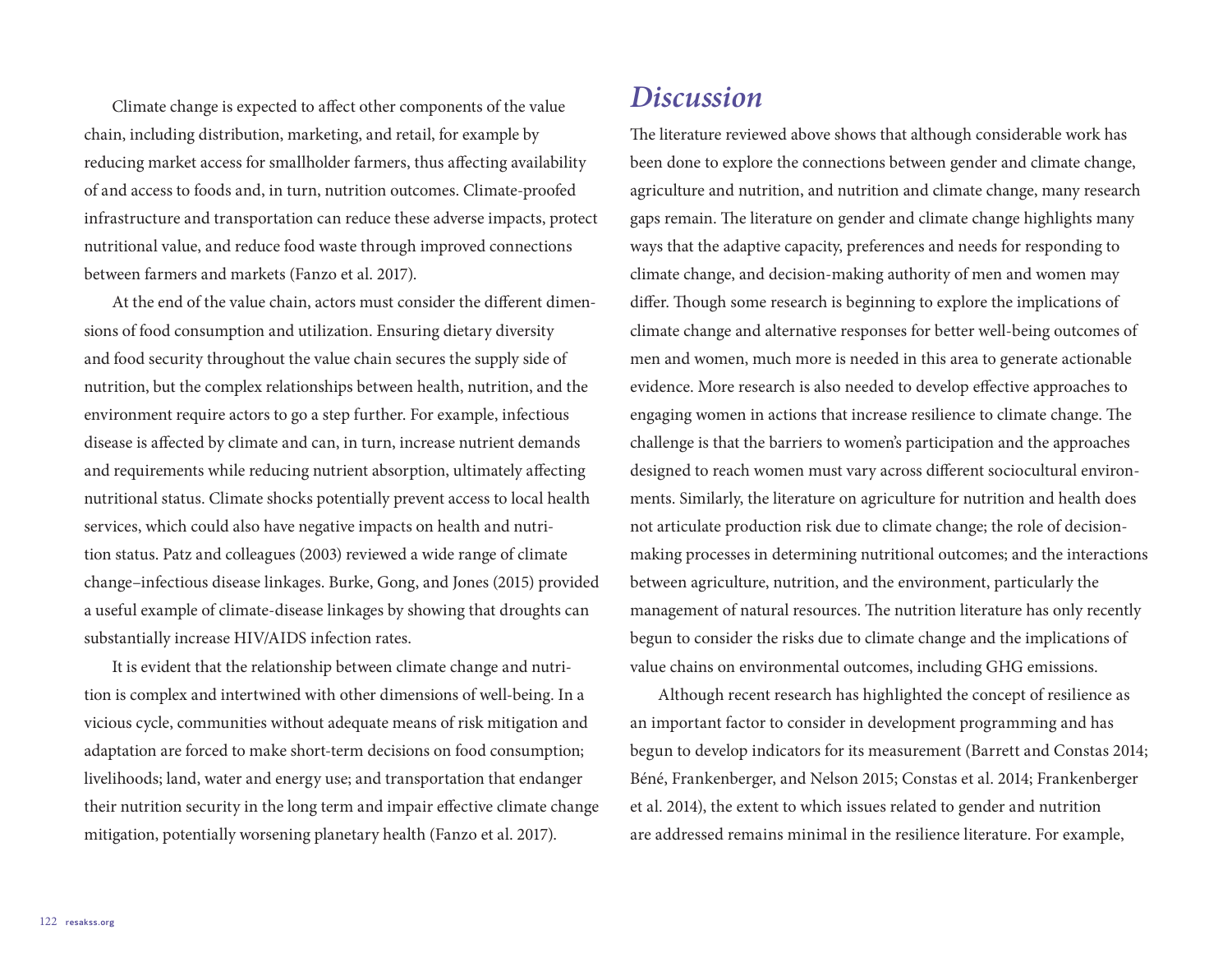Climate change is expected to affect other components of the value chain, including distribution, marketing, and retail, for example by reducing market access for smallholder farmers, thus affecting availability of and access to foods and, in turn, nutrition outcomes. Climate-proofed infrastructure and transportation can reduce these adverse impacts, protect nutritional value, and reduce food waste through improved connections between farmers and markets (Fanzo et al. 2017).

At the end of the value chain, actors must consider the different dimensions of food consumption and utilization. Ensuring dietary diversity and food security throughout the value chain secures the supply side of nutrition, but the complex relationships between health, nutrition, and the environment require actors to go a step further. For example, infectious disease is affected by climate and can, in turn, increase nutrient demands and requirements while reducing nutrient absorption, ultimately affecting nutritional status. Climate shocks potentially prevent access to local health services, which could also have negative impacts on health and nutrition status. Patz and colleagues (2003) reviewed a wide range of climate change–infectious disease linkages. Burke, Gong, and Jones (2015) provided a useful example of climate-disease linkages by showing that droughts can substantially increase HIV/AIDS infection rates.

It is evident that the relationship between climate change and nutrition is complex and intertwined with other dimensions of well-being. In a vicious cycle, communities without adequate means of risk mitigation and adaptation are forced to make short-term decisions on food consumption; livelihoods; land, water and energy use; and transportation that endanger their nutrition security in the long term and impair effective climate change mitigation, potentially worsening planetary health (Fanzo et al. 2017).

## *Discussion*

The literature reviewed above shows that although considerable work has been done to explore the connections between gender and climate change, agriculture and nutrition, and nutrition and climate change, many research gaps remain. The literature on gender and climate change highlights many ways that the adaptive capacity, preferences and needs for responding to climate change, and decision-making authority of men and women may differ. Though some research is beginning to explore the implications of climate change and alternative responses for better well-being outcomes of men and women, much more is needed in this area to generate actionable evidence. More research is also needed to develop effective approaches to engaging women in actions that increase resilience to climate change. The challenge is that the barriers to women's participation and the approaches designed to reach women must vary across different sociocultural environments. Similarly, the literature on agriculture for nutrition and health does not articulate production risk due to climate change; the role of decision-making processes in determining nutritional outcomes; and the interactions between agriculture, nutrition, and the environment, particularly the management of natural resources. The nutrition literature has only recently begun to consider the risks due to climate change and the implications of value chains on environmental outcomes, including GHG emissions.

Although recent research has highlighted the concept of resilience as an important factor to consider in development programming and has begun to develop indicators for its measurement (Barrett and Constas 2014; Béné, Frankenberger, and Nelson 2015; Constas et al. 2014; Frankenberger et al. 2014), the extent to which issues related to gender and nutrition are addressed remains minimal in the resilience literature. For example,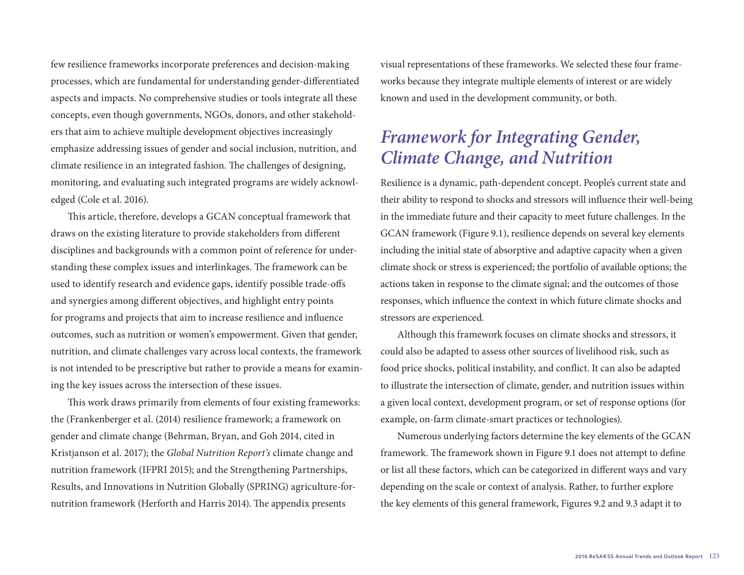few resilience frameworks incorporate preferences and decision-making processes, which are fundamental for understanding gender-differentiated aspects and impacts. No comprehensive studies or tools integrate all these concepts, even though governments, NGOs, donors, and other stakeholders that aim to achieve multiple development objectives increasingly emphasize addressing issues of gender and social inclusion, nutrition, and climate resilience in an integrated fashion. The challenges of designing, monitoring, and evaluating such integrated programs are widely acknowledged (Cole et al. 2016).

This article, therefore, develops a GCAN conceptual framework that draws on the existing literature to provide stakeholders from different disciplines and backgrounds with a common point of reference for understanding these complex issues and interlinkages. The framework can be used to identify research and evidence gaps, identify possible trade-offs and synergies among different objectives, and highlight entry points for programs and projects that aim to increase resilience and influence outcomes, such as nutrition or women's empowerment. Given that gender, nutrition, and climate challenges vary across local contexts, the framework is not intended to be prescriptive but rather to provide a means for examining the key issues across the intersection of these issues.

This work draws primarily from elements of four existing frameworks: the (Frankenberger et al. (2014) resilience framework; a framework on gender and climate change (Behrman, Bryan, and Goh 2014, cited in Kristjanson et al. 2017); the *Global Nutrition Report's* climate change and nutrition framework (IFPRI 2015); and the Strengthening Partnerships, Results, and Innovations in Nutrition Globally (SPRING) agriculture-for-nutrition framework (Herforth and Harris 2014). The appendix presents visual representations of these frameworks. We selected these four frameworks because they integrate multiple elements of interest or are widely known and used in the development community, or both.

## *Framework for Integrating Gender, Climate Change, and Nutrition*

Resilience is a dynamic, path-dependent concept. People's current state and their ability to respond to shocks and stressors will influence their well-being in the immediate future and their capacity to meet future challenges. In the GCAN framework (Figure 9.1), resilience depends on several key elements including the initial state of absorptive and adaptive capacity when a given climate shock or stress is experienced; the portfolio of available options; the actions taken in response to the climate signal; and the outcomes of those responses, which influence the context in which future climate shocks and stressors are experienced.

Although this framework focuses on climate shocks and stressors, it could also be adapted to assess other sources of livelihood risk, such as food price shocks, political instability, and conflict. It can also be adapted to illustrate the intersection of climate, gender, and nutrition issues within a given local context, development program, or set of response options (for example, on-farm climate-smart practices or technologies).

Numerous underlying factors determine the key elements of the GCAN framework. The framework shown in Figure 9.1 does not attempt to define or list all these factors, which can be categorized in different ways and vary depending on the scale or context of analysis. Rather, to further explore the key elements of this general framework, Figures 9.2 and 9.3 adapt it to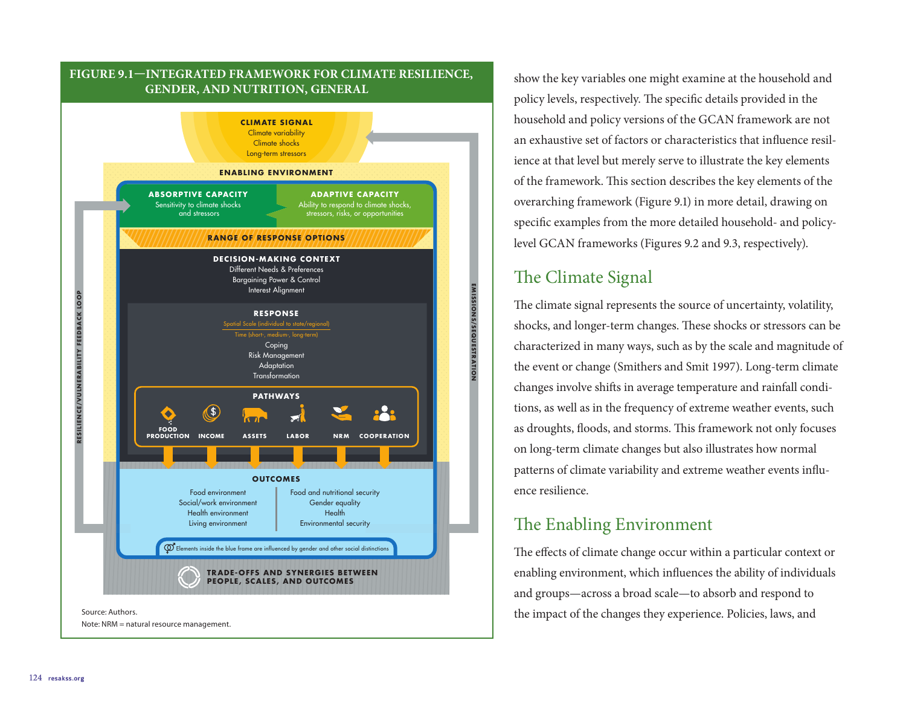**FIGURE 9.1—INTEGRATED FRAMEWORK FOR CLIMATE RESILIENCE, GENDER, AND NUTRITION, GENERAL**

CLIMATE SIGNAL
Climate variability
Climate shocks
Long-term stressors

ENABLING ENVIRONMENT

ABSORPTIVE CAPACITY
Sensitivity to climate shocks and stressors

ADAPTIVE CAPACITY
Ability to respond to climate shocks, stressors, risks, or opportunities

RANGE OF RESPONSE OPTIONS

DECISION-MAKING CONTEXT
Different Needs & Preferences
Bargaining Power & Control
Interest Alignment

RESPONSE
Spatial Scale (individual to state/regional)
Time (short-, medium-, long-term)
Coping
Risk Management
Adaptation
Transformation

PATHWAYS
FOOD PRODUCTION · INCOME · ASSETS · LABOR · NRM · COOPERATION

OUTCOMES
Food environment
Social/work environment
Health environment
Living environment

Food and nutritional security
Gender equality
Health
Environmental security

Elements inside the blue frame are influenced by gender and other social distinctions

TRADE-OFFS AND SYNERGIES BETWEEN PEOPLE, SCALES, AND OUTCOMES

RESILIENCE/VULNERABILITY FEEDBACK LOOP

EMISSIONS/SEQUESTRATION

Source: Authors.
Note: NRM = natural resource management.

show the key variables one might examine at the household and policy levels, respectively. The specific details provided in the household and policy versions of the GCAN framework are not an exhaustive set of factors or characteristics that influence resilience at that level but merely serve to illustrate the key elements of the framework. This section describes the key elements of the overarching framework (Figure 9.1) in more detail, drawing on specific examples from the more detailed household- and policy-level GCAN frameworks (Figures 9.2 and 9.3, respectively).

## The Climate Signal

The climate signal represents the source of uncertainty, volatility, shocks, and longer-term changes. These shocks or stressors can be characterized in many ways, such as by the scale and magnitude of the event or change (Smithers and Smit 1997). Long-term climate changes involve shifts in average temperature and rainfall conditions, as well as in the frequency of extreme weather events, such as droughts, floods, and storms. This framework not only focuses on long-term climate changes but also illustrates how normal patterns of climate variability and extreme weather events influence resilience.

## The Enabling Environment

The effects of climate change occur within a particular context or enabling environment, which influences the ability of individuals and groups—across a broad scale—to absorb and respond to the impact of the changes they experience. Policies, laws, and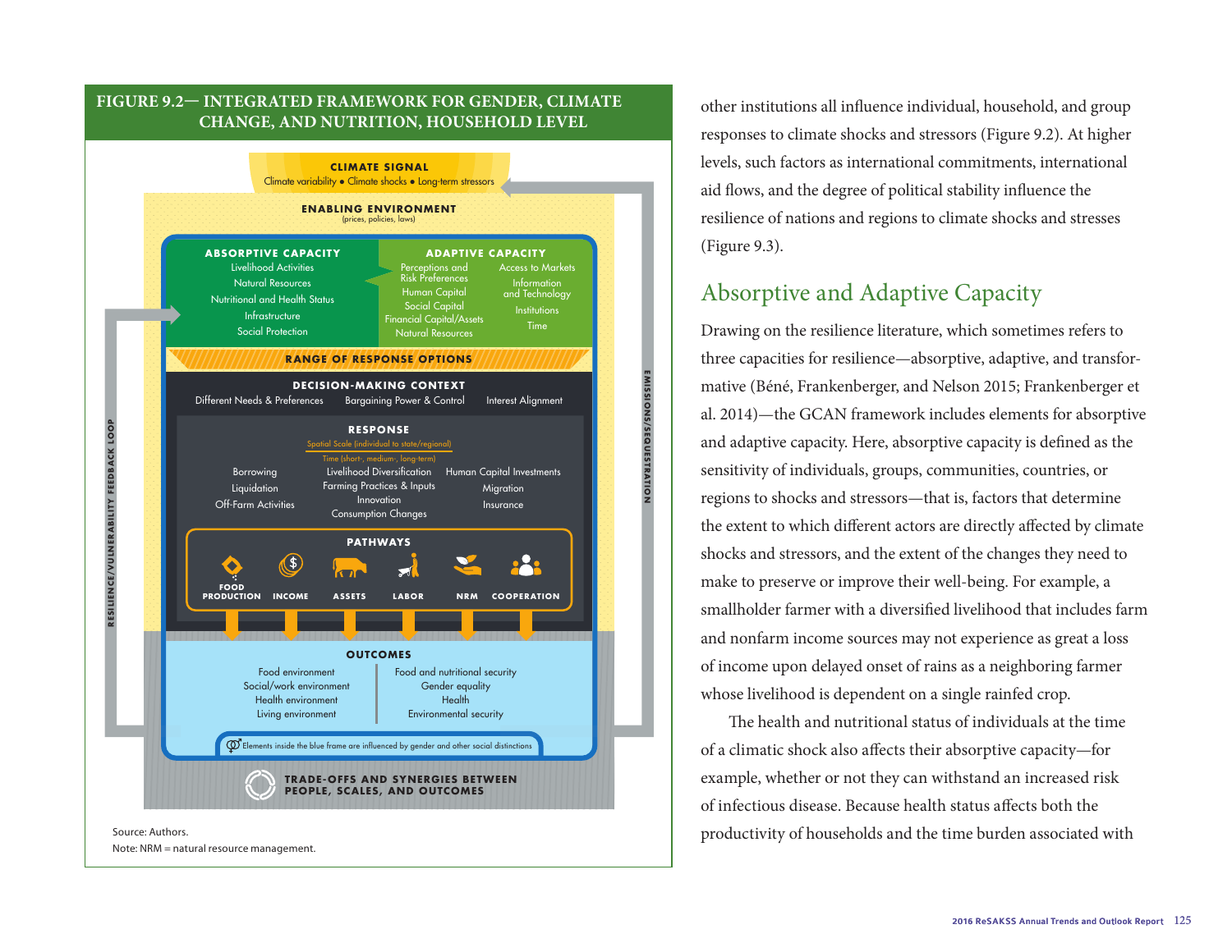## FIGURE 9.2— INTEGRATED FRAMEWORK FOR GENDER, CLIMATE CHANGE, AND NUTRITION, HOUSEHOLD LEVEL

**CLIMATE SIGNAL**
Climate variability • Climate shocks • Long-term stressors

**ENABLING ENVIRONMENT**
(prices, policies, laws)

**ABSORPTIVE CAPACITY**
Livelihood Activities
Natural Resources
Nutritional and Health Status
Infrastructure
Social Protection

**ADAPTIVE CAPACITY**
Perceptions and Risk Preferences
Human Capital
Social Capital
Financial Capital/Assets
Natural Resources
Access to Markets
Information and Technology
Institutions
Time

**RANGE OF RESPONSE OPTIONS**

**DECISION-MAKING CONTEXT**
Different Needs & Preferences | Bargaining Power & Control | Interest Alignment

**RESPONSE**
Spatial Scale (individual to state/regional)
Time (short-, medium-, long-term)
Borrowing
Liquidation
Off-Farm Activities
Livelihood Diversification
Farming Practices & Inputs
Innovation
Consumption Changes
Human Capital Investments
Migration
Insurance

**PATHWAYS**
FOOD PRODUCTION | INCOME | ASSETS | LABOR | NRM | COOPERATION

**OUTCOMES**
Food environment
Social/work environment
Health environment
Living environment
Food and nutritional security
Gender equality
Health
Environmental security

Elements inside the blue frame are influenced by gender and other social distinctions

**TRADE-OFFS AND SYNERGIES BETWEEN PEOPLE, SCALES, AND OUTCOMES**

RESILIENCE/VULNERABILITY FEEDBACK LOOP

EMISSIONS/SEQUESTRATION

Source: Authors.
Note: NRM = natural resource management.

other institutions all influence individual, household, and group responses to climate shocks and stressors (Figure 9.2). At higher levels, such factors as international commitments, international aid flows, and the degree of political stability influence the resilience of nations and regions to climate shocks and stresses (Figure 9.3).

## Absorptive and Adaptive Capacity

Drawing on the resilience literature, which sometimes refers to three capacities for resilience—absorptive, adaptive, and transformative (Béné, Frankenberger, and Nelson 2015; Frankenberger et al. 2014)—the GCAN framework includes elements for absorptive and adaptive capacity. Here, absorptive capacity is defined as the sensitivity of individuals, groups, communities, countries, or regions to shocks and stressors—that is, factors that determine the extent to which different actors are directly affected by climate shocks and stressors, and the extent of the changes they need to make to preserve or improve their well-being. For example, a smallholder farmer with a diversified livelihood that includes farm and nonfarm income sources may not experience as great a loss of income upon delayed onset of rains as a neighboring farmer whose livelihood is dependent on a single rainfed crop.

The health and nutritional status of individuals at the time of a climatic shock also affects their absorptive capacity—for example, whether or not they can withstand an increased risk of infectious disease. Because health status affects both the productivity of households and the time burden associated with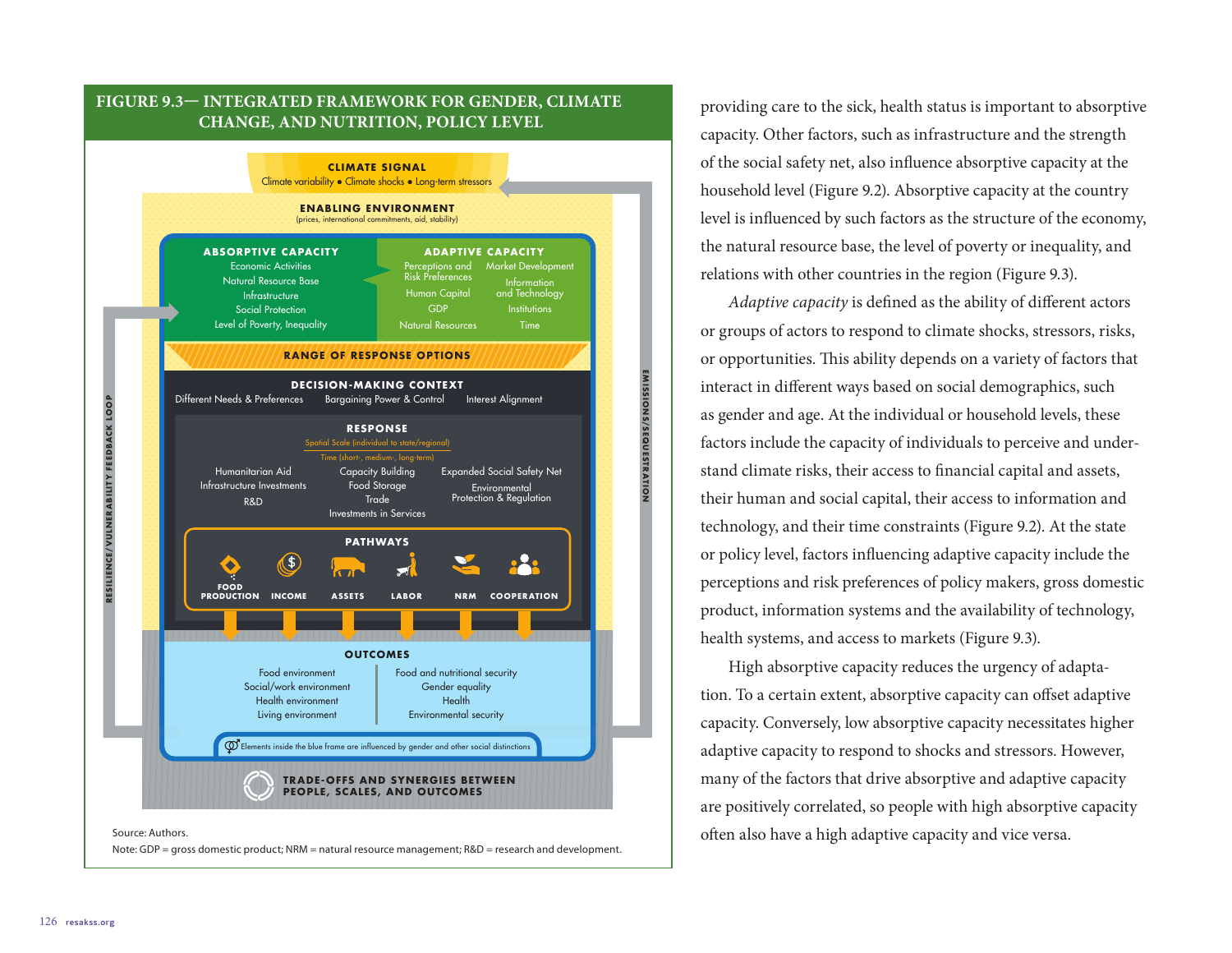## FIGURE 9.3— INTEGRATED FRAMEWORK FOR GENDER, CLIMATE CHANGE, AND NUTRITION, POLICY LEVEL

**CLIMATE SIGNAL**
Climate variability • Climate shocks • Long-term stressors

**ENABLING ENVIRONMENT**
(prices, international commitments, aid, stability)

**ABSORPTIVE CAPACITY**
Economic Activities
Natural Resource Base
Infrastructure
Social Protection
Level of Poverty, Inequality

**ADAPTIVE CAPACITY**
Perceptions and Risk Preferences
Market Development
Human Capital
Information and Technology
GDP
Institutions
Natural Resources
Time

**RANGE OF RESPONSE OPTIONS**

**DECISION-MAKING CONTEXT**
Different Needs & Preferences | Bargaining Power & Control | Interest Alignment

**RESPONSE**
Spatial Scale (individual to state/regional)
Time (short-, medium-, long-term)

Humanitarian Aid
Infrastructure Investments
R&D

Capacity Building
Food Storage
Trade
Investments in Services

Expanded Social Safety Net
Environmental Protection & Regulation

**PATHWAYS**
FOOD PRODUCTION | INCOME | ASSETS | LABOR | NRM | COOPERATION

**OUTCOMES**
Food environment
Social/work environment
Health environment
Living environment

Food and nutritional security
Gender equality
Health
Environmental security

Elements inside the blue frame are influenced by gender and other social distinctions

**TRADE-OFFS AND SYNERGIES BETWEEN PEOPLE, SCALES, AND OUTCOMES**

RESILIENCE/VULNERABILITY FEEDBACK LOOP

EMISSIONS/SEQUESTRATION

Source: Authors.
Note: GDP = gross domestic product; NRM = natural resource management; R&D = research and development.

providing care to the sick, health status is important to absorptive capacity. Other factors, such as infrastructure and the strength of the social safety net, also influence absorptive capacity at the household level (Figure 9.2). Absorptive capacity at the country level is influenced by such factors as the structure of the economy, the natural resource base, the level of poverty or inequality, and relations with other countries in the region (Figure 9.3).

*Adaptive capacity* is defined as the ability of different actors or groups of actors to respond to climate shocks, stressors, risks, or opportunities. This ability depends on a variety of factors that interact in different ways based on social demographics, such as gender and age. At the individual or household levels, these factors include the capacity of individuals to perceive and understand climate risks, their access to financial capital and assets, their human and social capital, their access to information and technology, and their time constraints (Figure 9.2). At the state or policy level, factors influencing adaptive capacity include the perceptions and risk preferences of policy makers, gross domestic product, information systems and the availability of technology, health systems, and access to markets (Figure 9.3).

High absorptive capacity reduces the urgency of adaptation. To a certain extent, absorptive capacity can offset adaptive capacity. Conversely, low absorptive capacity necessitates higher adaptive capacity to respond to shocks and stressors. However, many of the factors that drive absorptive and adaptive capacity are positively correlated, so people with high absorptive capacity often also have a high adaptive capacity and vice versa.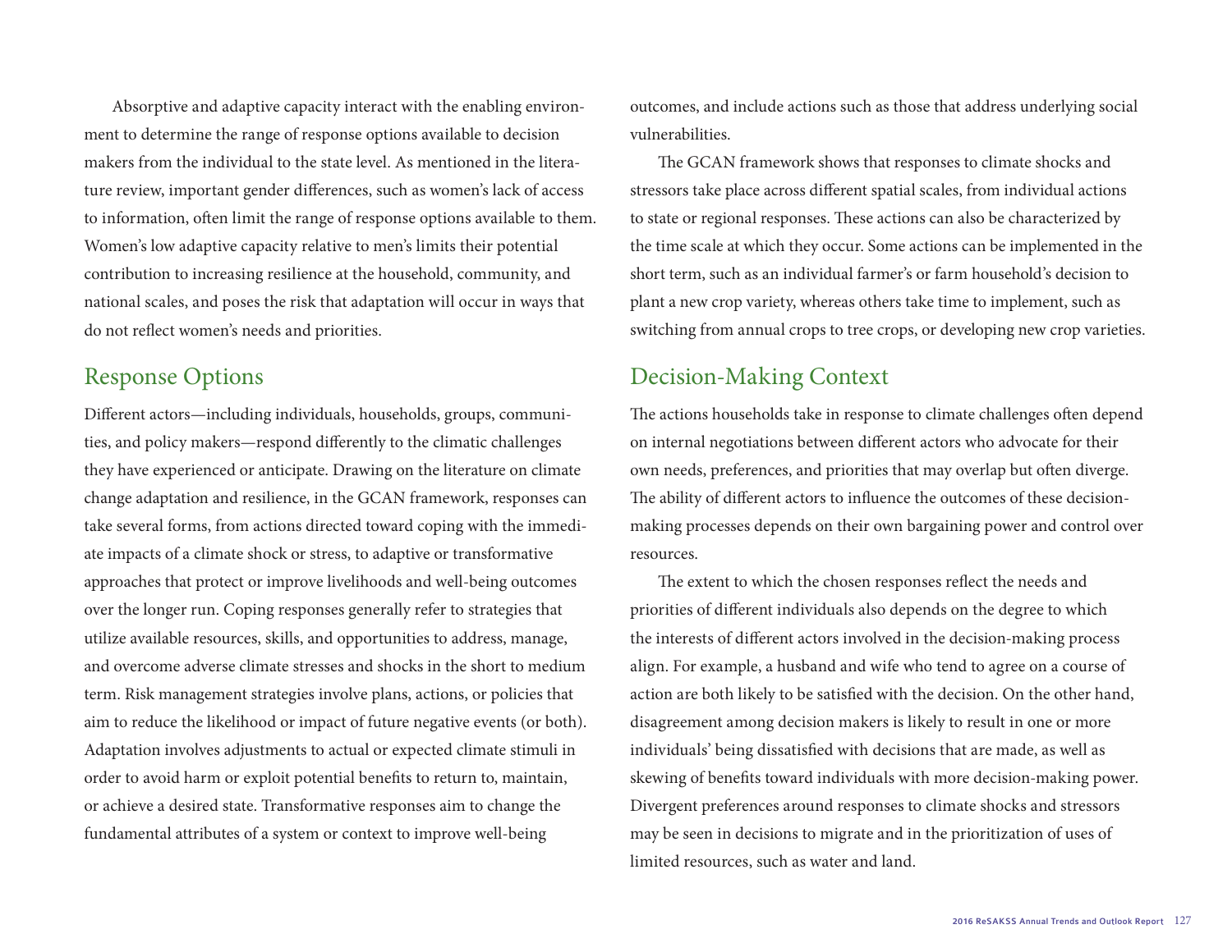Absorptive and adaptive capacity interact with the enabling environment to determine the range of response options available to decision makers from the individual to the state level. As mentioned in the literature review, important gender differences, such as women's lack of access to information, often limit the range of response options available to them. Women's low adaptive capacity relative to men's limits their potential contribution to increasing resilience at the household, community, and national scales, and poses the risk that adaptation will occur in ways that do not reflect women's needs and priorities.

## Response Options

Different actors—including individuals, households, groups, communities, and policy makers—respond differently to the climatic challenges they have experienced or anticipate. Drawing on the literature on climate change adaptation and resilience, in the GCAN framework, responses can take several forms, from actions directed toward coping with the immediate impacts of a climate shock or stress, to adaptive or transformative approaches that protect or improve livelihoods and well-being outcomes over the longer run. Coping responses generally refer to strategies that utilize available resources, skills, and opportunities to address, manage, and overcome adverse climate stresses and shocks in the short to medium term. Risk management strategies involve plans, actions, or policies that aim to reduce the likelihood or impact of future negative events (or both). Adaptation involves adjustments to actual or expected climate stimuli in order to avoid harm or exploit potential benefits to return to, maintain, or achieve a desired state. Transformative responses aim to change the fundamental attributes of a system or context to improve well-being outcomes, and include actions such as those that address underlying social vulnerabilities.

The GCAN framework shows that responses to climate shocks and stressors take place across different spatial scales, from individual actions to state or regional responses. These actions can also be characterized by the time scale at which they occur. Some actions can be implemented in the short term, such as an individual farmer's or farm household's decision to plant a new crop variety, whereas others take time to implement, such as switching from annual crops to tree crops, or developing new crop varieties.

## Decision-Making Context

The actions households take in response to climate challenges often depend on internal negotiations between different actors who advocate for their own needs, preferences, and priorities that may overlap but often diverge. The ability of different actors to influence the outcomes of these decision-making processes depends on their own bargaining power and control over resources.

The extent to which the chosen responses reflect the needs and priorities of different individuals also depends on the degree to which the interests of different actors involved in the decision-making process align. For example, a husband and wife who tend to agree on a course of action are both likely to be satisfied with the decision. On the other hand, disagreement among decision makers is likely to result in one or more individuals' being dissatisfied with decisions that are made, as well as skewing of benefits toward individuals with more decision-making power. Divergent preferences around responses to climate shocks and stressors may be seen in decisions to migrate and in the prioritization of uses of limited resources, such as water and land.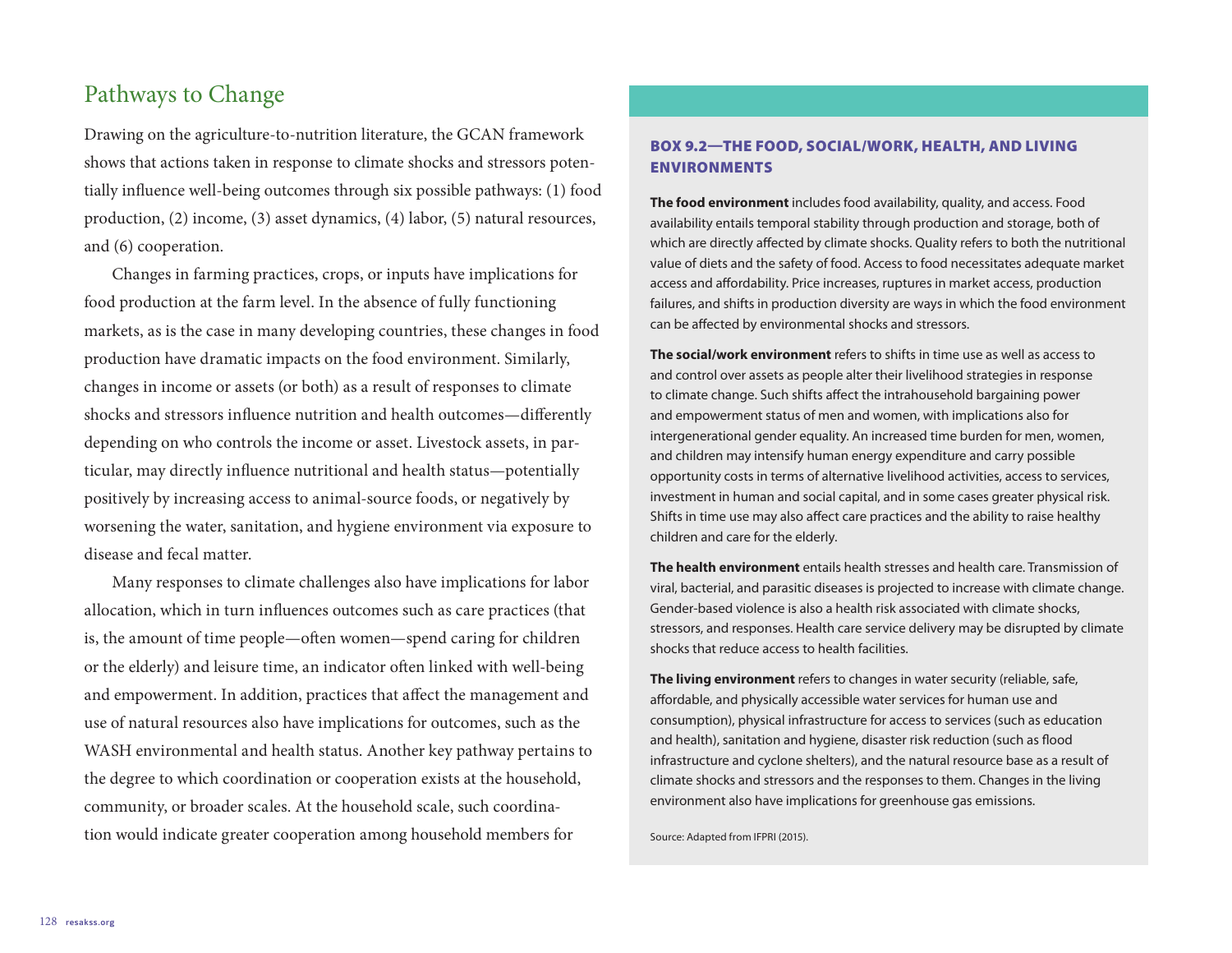## Pathways to Change

Drawing on the agriculture-to-nutrition literature, the GCAN framework shows that actions taken in response to climate shocks and stressors potentially influence well-being outcomes through six possible pathways: (1) food production, (2) income, (3) asset dynamics, (4) labor, (5) natural resources, and (6) cooperation.

Changes in farming practices, crops, or inputs have implications for food production at the farm level. In the absence of fully functioning markets, as is the case in many developing countries, these changes in food production have dramatic impacts on the food environment. Similarly, changes in income or assets (or both) as a result of responses to climate shocks and stressors influence nutrition and health outcomes—differently depending on who controls the income or asset. Livestock assets, in particular, may directly influence nutritional and health status—potentially positively by increasing access to animal-source foods, or negatively by worsening the water, sanitation, and hygiene environment via exposure to disease and fecal matter.

Many responses to climate challenges also have implications for labor allocation, which in turn influences outcomes such as care practices (that is, the amount of time people—often women—spend caring for children or the elderly) and leisure time, an indicator often linked with well-being and empowerment. In addition, practices that affect the management and use of natural resources also have implications for outcomes, such as the WASH environmental and health status. Another key pathway pertains to the degree to which coordination or cooperation exists at the household, community, or broader scales. At the household scale, such coordination would indicate greater cooperation among household members for

### BOX 9.2—THE FOOD, SOCIAL/WORK, HEALTH, AND LIVING ENVIRONMENTS

**The food environment** includes food availability, quality, and access. Food availability entails temporal stability through production and storage, both of which are directly affected by climate shocks. Quality refers to both the nutritional value of diets and the safety of food. Access to food necessitates adequate market access and affordability. Price increases, ruptures in market access, production failures, and shifts in production diversity are ways in which the food environment can be affected by environmental shocks and stressors.

**The social/work environment** refers to shifts in time use as well as access to and control over assets as people alter their livelihood strategies in response to climate change. Such shifts affect the intrahousehold bargaining power and empowerment status of men and women, with implications also for intergenerational gender equality. An increased time burden for men, women, and children may intensify human energy expenditure and carry possible opportunity costs in terms of alternative livelihood activities, access to services, investment in human and social capital, and in some cases greater physical risk. Shifts in time use may also affect care practices and the ability to raise healthy children and care for the elderly.

**The health environment** entails health stresses and health care. Transmission of viral, bacterial, and parasitic diseases is projected to increase with climate change. Gender-based violence is also a health risk associated with climate shocks, stressors, and responses. Health care service delivery may be disrupted by climate shocks that reduce access to health facilities.

**The living environment** refers to changes in water security (reliable, safe, affordable, and physically accessible water services for human use and consumption), physical infrastructure for access to services (such as education and health), sanitation and hygiene, disaster risk reduction (such as flood infrastructure and cyclone shelters), and the natural resource base as a result of climate shocks and stressors and the responses to them. Changes in the living environment also have implications for greenhouse gas emissions.

Source: Adapted from IFPRI (2015).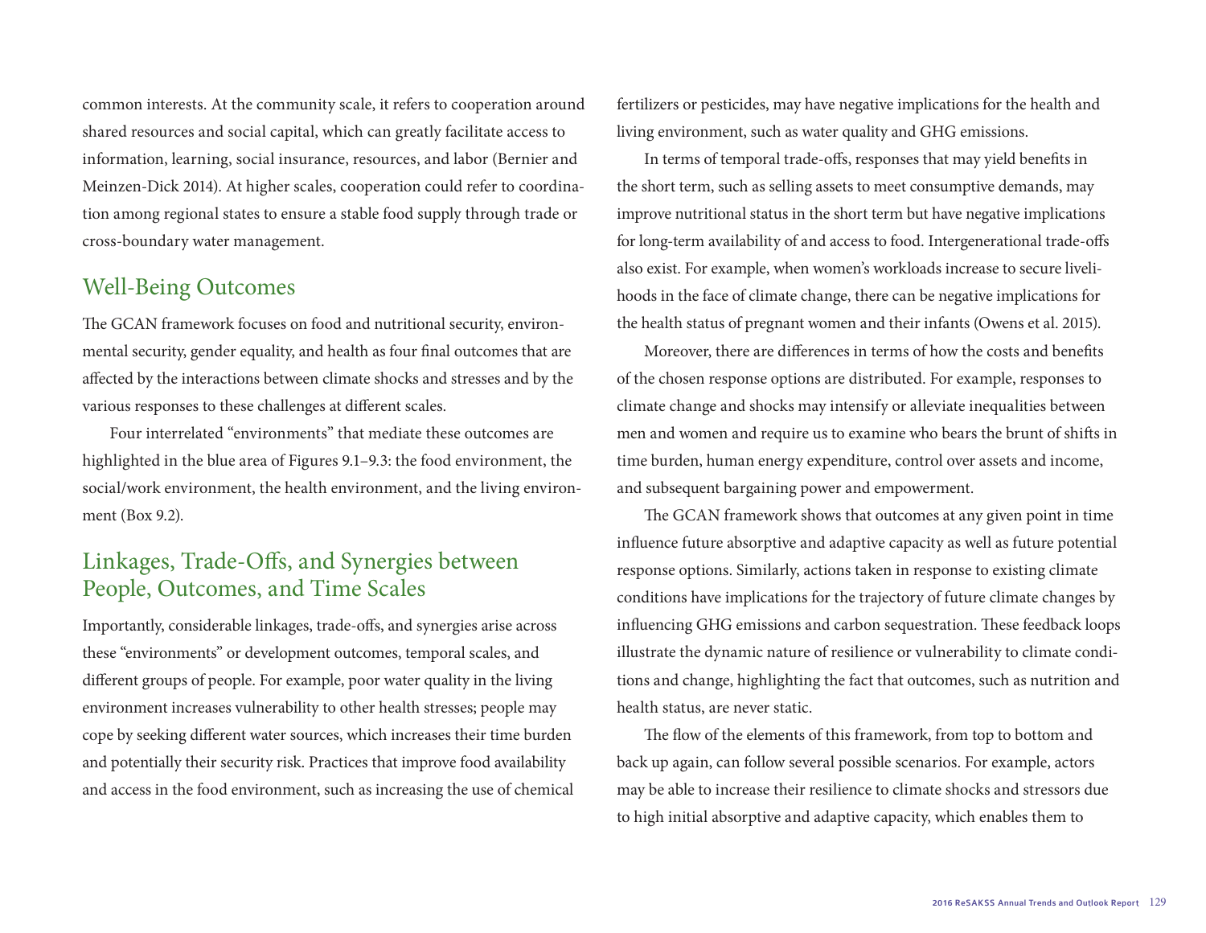common interests. At the community scale, it refers to cooperation around shared resources and social capital, which can greatly facilitate access to information, learning, social insurance, resources, and labor (Bernier and Meinzen-Dick 2014). At higher scales, cooperation could refer to coordination among regional states to ensure a stable food supply through trade or cross-boundary water management.

## Well-Being Outcomes

The GCAN framework focuses on food and nutritional security, environmental security, gender equality, and health as four final outcomes that are affected by the interactions between climate shocks and stresses and by the various responses to these challenges at different scales.

Four interrelated "environments" that mediate these outcomes are highlighted in the blue area of Figures 9.1–9.3: the food environment, the social/work environment, the health environment, and the living environment (Box 9.2).

## Linkages, Trade-Offs, and Synergies between People, Outcomes, and Time Scales

Importantly, considerable linkages, trade-offs, and synergies arise across these "environments" or development outcomes, temporal scales, and different groups of people. For example, poor water quality in the living environment increases vulnerability to other health stresses; people may cope by seeking different water sources, which increases their time burden and potentially their security risk. Practices that improve food availability and access in the food environment, such as increasing the use of chemical fertilizers or pesticides, may have negative implications for the health and living environment, such as water quality and GHG emissions.

In terms of temporal trade-offs, responses that may yield benefits in the short term, such as selling assets to meet consumptive demands, may improve nutritional status in the short term but have negative implications for long-term availability of and access to food. Intergenerational trade-offs also exist. For example, when women's workloads increase to secure livelihoods in the face of climate change, there can be negative implications for the health status of pregnant women and their infants (Owens et al. 2015).

Moreover, there are differences in terms of how the costs and benefits of the chosen response options are distributed. For example, responses to climate change and shocks may intensify or alleviate inequalities between men and women and require us to examine who bears the brunt of shifts in time burden, human energy expenditure, control over assets and income, and subsequent bargaining power and empowerment.

The GCAN framework shows that outcomes at any given point in time influence future absorptive and adaptive capacity as well as future potential response options. Similarly, actions taken in response to existing climate conditions have implications for the trajectory of future climate changes by influencing GHG emissions and carbon sequestration. These feedback loops illustrate the dynamic nature of resilience or vulnerability to climate conditions and change, highlighting the fact that outcomes, such as nutrition and health status, are never static.

The flow of the elements of this framework, from top to bottom and back up again, can follow several possible scenarios. For example, actors may be able to increase their resilience to climate shocks and stressors due to high initial absorptive and adaptive capacity, which enables them to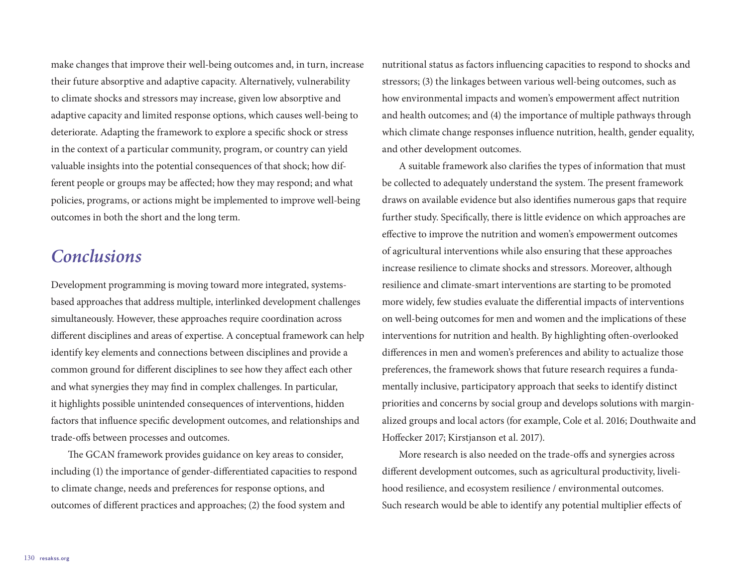make changes that improve their well-being outcomes and, in turn, increase their future absorptive and adaptive capacity. Alternatively, vulnerability to climate shocks and stressors may increase, given low absorptive and adaptive capacity and limited response options, which causes well-being to deteriorate. Adapting the framework to explore a specific shock or stress in the context of a particular community, program, or country can yield valuable insights into the potential consequences of that shock; how different people or groups may be affected; how they may respond; and what policies, programs, or actions might be implemented to improve well-being outcomes in both the short and the long term.

## *Conclusions*

Development programming is moving toward more integrated, systems-based approaches that address multiple, interlinked development challenges simultaneously. However, these approaches require coordination across different disciplines and areas of expertise. A conceptual framework can help identify key elements and connections between disciplines and provide a common ground for different disciplines to see how they affect each other and what synergies they may find in complex challenges. In particular, it highlights possible unintended consequences of interventions, hidden factors that influence specific development outcomes, and relationships and trade-offs between processes and outcomes.

The GCAN framework provides guidance on key areas to consider, including (1) the importance of gender-differentiated capacities to respond to climate change, needs and preferences for response options, and outcomes of different practices and approaches; (2) the food system and nutritional status as factors influencing capacities to respond to shocks and stressors; (3) the linkages between various well-being outcomes, such as how environmental impacts and women's empowerment affect nutrition and health outcomes; and (4) the importance of multiple pathways through which climate change responses influence nutrition, health, gender equality, and other development outcomes.

A suitable framework also clarifies the types of information that must be collected to adequately understand the system. The present framework draws on available evidence but also identifies numerous gaps that require further study. Specifically, there is little evidence on which approaches are effective to improve the nutrition and women's empowerment outcomes of agricultural interventions while also ensuring that these approaches increase resilience to climate shocks and stressors. Moreover, although resilience and climate-smart interventions are starting to be promoted more widely, few studies evaluate the differential impacts of interventions on well-being outcomes for men and women and the implications of these interventions for nutrition and health. By highlighting often-overlooked differences in men and women's preferences and ability to actualize those preferences, the framework shows that future research requires a fundamentally inclusive, participatory approach that seeks to identify distinct priorities and concerns by social group and develops solutions with marginalized groups and local actors (for example, Cole et al. 2016; Douthwaite and Hoffecker 2017; Kirstjanson et al. 2017).

More research is also needed on the trade-offs and synergies across different development outcomes, such as agricultural productivity, livelihood resilience, and ecosystem resilience / environmental outcomes. Such research would be able to identify any potential multiplier effects of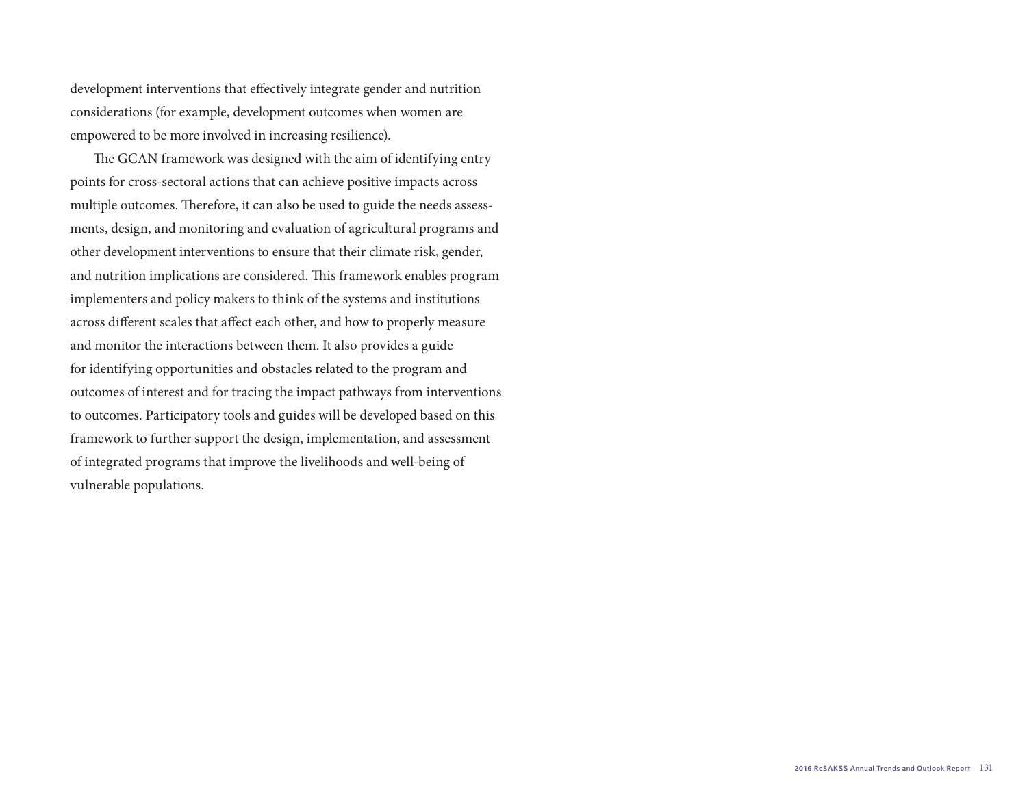development interventions that effectively integrate gender and nutrition considerations (for example, development outcomes when women are empowered to be more involved in increasing resilience).

The GCAN framework was designed with the aim of identifying entry points for cross-sectoral actions that can achieve positive impacts across multiple outcomes. Therefore, it can also be used to guide the needs assessments, design, and monitoring and evaluation of agricultural programs and other development interventions to ensure that their climate risk, gender, and nutrition implications are considered. This framework enables program implementers and policy makers to think of the systems and institutions across different scales that affect each other, and how to properly measure and monitor the interactions between them. It also provides a guide for identifying opportunities and obstacles related to the program and outcomes of interest and for tracing the impact pathways from interventions to outcomes. Participatory tools and guides will be developed based on this framework to further support the design, implementation, and assessment of integrated programs that improve the livelihoods and well-being of vulnerable populations.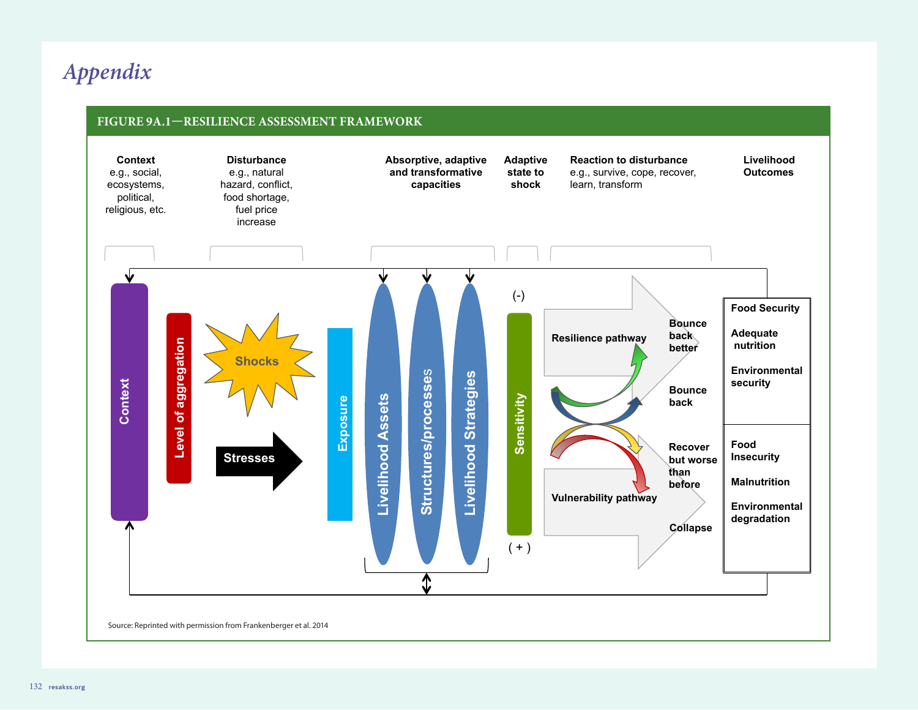# Appendix

FIGURE 9A.1—RESILIENCE ASSESSMENT FRAMEWORK

**Context**
e.g., social, ecosystems, political, religious, etc.

**Disturbance**
e.g., natural hazard, conflict, food shortage, fuel price increase

**Absorptive, adaptive and transformative capacities**

**Adaptive state to shock**

**Reaction to disturbance**
e.g., survive, cope, recover, learn, transform

**Livelihood Outcomes**

Context

Level of aggregation

Shocks

Stresses

Exposure

Livelihood Assets

Structures/processes

Livelihood Strategies

(-)

Sensitivity

( + )

Resilience pathway

Vulnerability pathway

Bounce back better

Bounce back

Recover but worse than before

Collapse

**Food Security**

**Adequate nutrition**

**Environmental security**

**Food Insecurity**

**Malnutrition**

**Environmental degradation**

Source: Reprinted with permission from Frankenberger et al. 2014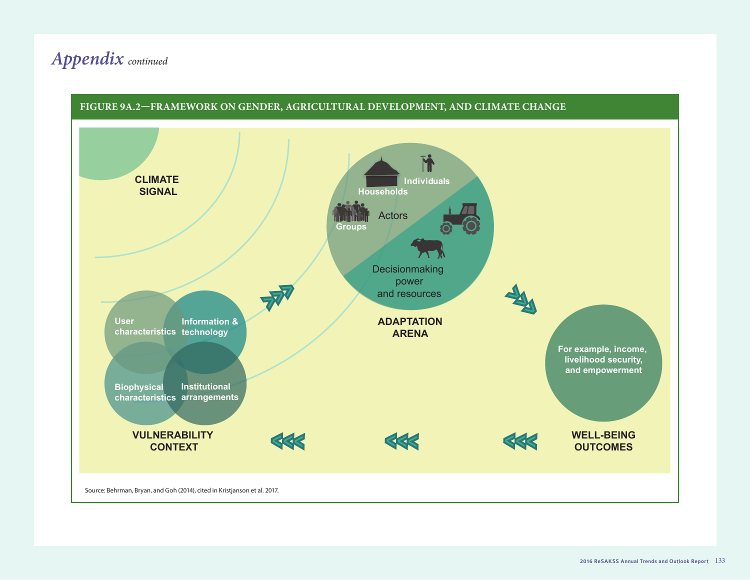# *Appendix* *continued*

**FIGURE 9A.2—FRAMEWORK ON GENDER, AGRICULTURAL DEVELOPMENT, AND CLIMATE CHANGE**

CLIMATE SIGNAL

Households

Individuals

Groups

Actors

Decisionmaking power and resources

ADAPTATION ARENA

User characteristics

Information & technology

Biophysical characteristics

Institutional arrangements

VULNERABILITY CONTEXT

For example, income, livelihood security, and empowerment

WELL-BEING OUTCOMES

Source: Behrman, Bryan, and Goh (2014), cited in Kristjanson et al. 2017.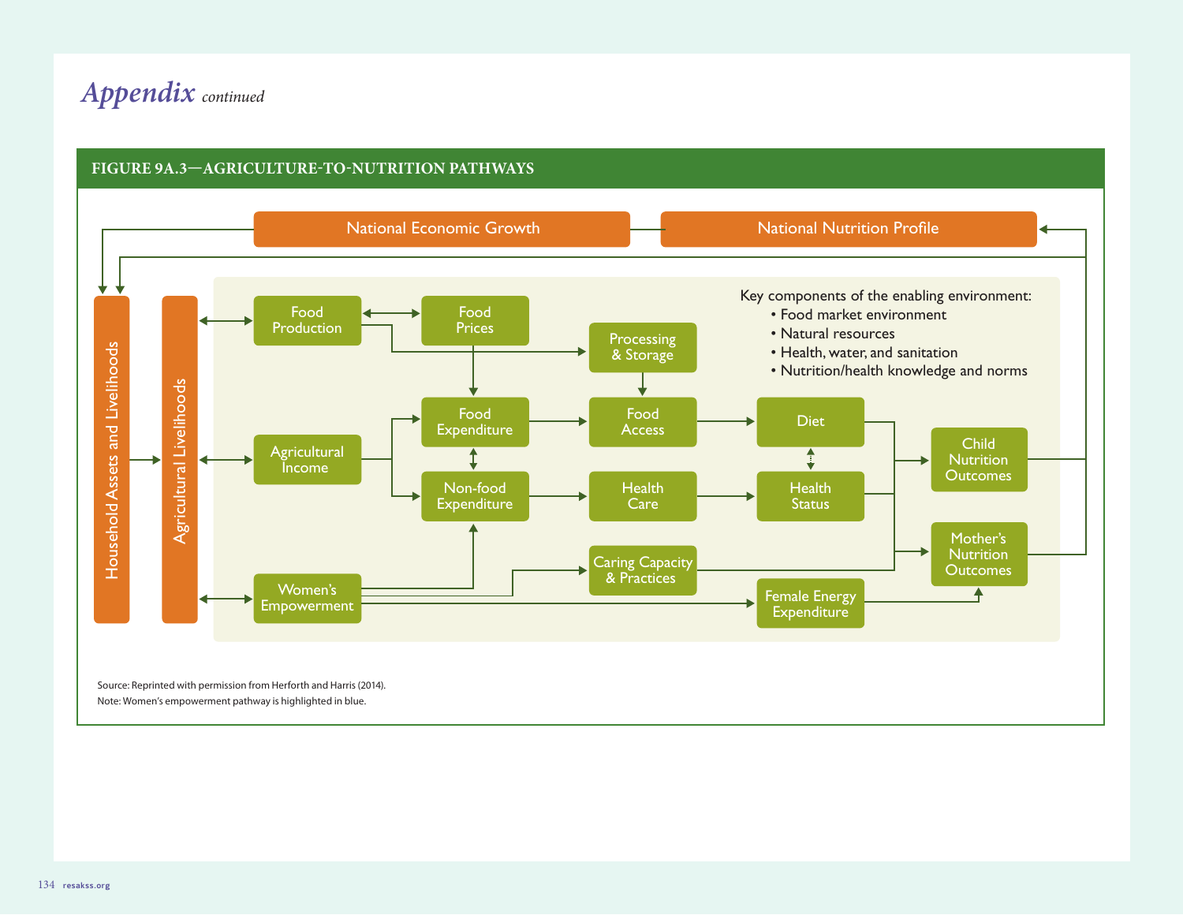# *Appendix* *continued*

**FIGURE 9A.3—AGRICULTURE-TO-NUTRITION PATHWAYS**

National Economic Growth

National Nutrition Profile

Household Assets and Livelihoods

Agricultural Livelihoods

Food Production

Food Prices

Processing & Storage

Agricultural Income

Food Expenditure

Food Access

Diet

Non-food Expenditure

Health Care

Health Status

Child Nutrition Outcomes

Mother's Nutrition Outcomes

Women's Empowerment

Caring Capacity & Practices

Female Energy Expenditure

Key components of the enabling environment:

- Food market environment
- Natural resources
- Health, water, and sanitation
- Nutrition/health knowledge and norms

Source: Reprinted with permission from Herforth and Harris (2014).

Note: Women's empowerment pathway is highlighted in blue.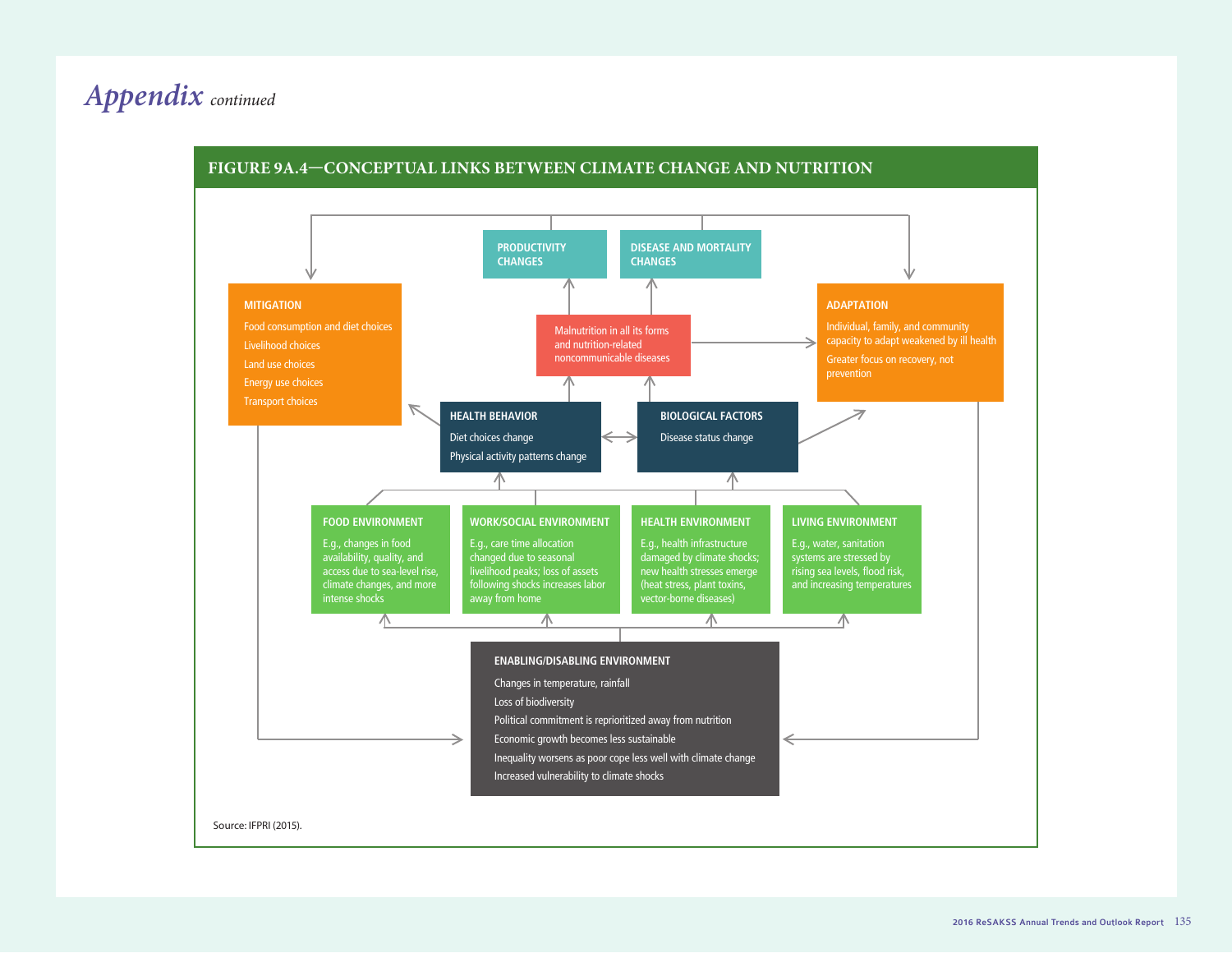## Appendix *continued*

**FIGURE 9A.4—CONCEPTUAL LINKS BETWEEN CLIMATE CHANGE AND NUTRITION**

PRODUCTIVITY CHANGES

DISEASE AND MORTALITY CHANGES

MITIGATION
Food consumption and diet choices
Livelihood choices
Land use choices
Energy use choices
Transport choices

Malnutrition in all its forms and nutrition-related noncommunicable diseases

ADAPTATION
Individual, family, and community capacity to adapt weakened by ill health
Greater focus on recovery, not prevention

HEALTH BEHAVIOR
Diet choices change
Physical activity patterns change

BIOLOGICAL FACTORS
Disease status change

FOOD ENVIRONMENT
E.g., changes in food availability, quality, and access due to sea-level rise, climate changes, and more intense shocks

WORK/SOCIAL ENVIRONMENT
E.g., care time allocation changed due to seasonal livelihood peaks; loss of assets following shocks increases labor away from home

HEALTH ENVIRONMENT
E.g., health infrastructure damaged by climate shocks; new health stresses emerge (heat stress, plant toxins, vector-borne diseases)

LIVING ENVIRONMENT
E.g., water, sanitation systems are stressed by rising sea levels, flood risk, and increasing temperatures

ENABLING/DISABLING ENVIRONMENT
Changes in temperature, rainfall
Loss of biodiversity
Political commitment is reprioritized away from nutrition
Economic growth becomes less sustainable
Inequality worsens as poor cope less well with climate change
Increased vulnerability to climate shocks

Source: IFPRI (2015).